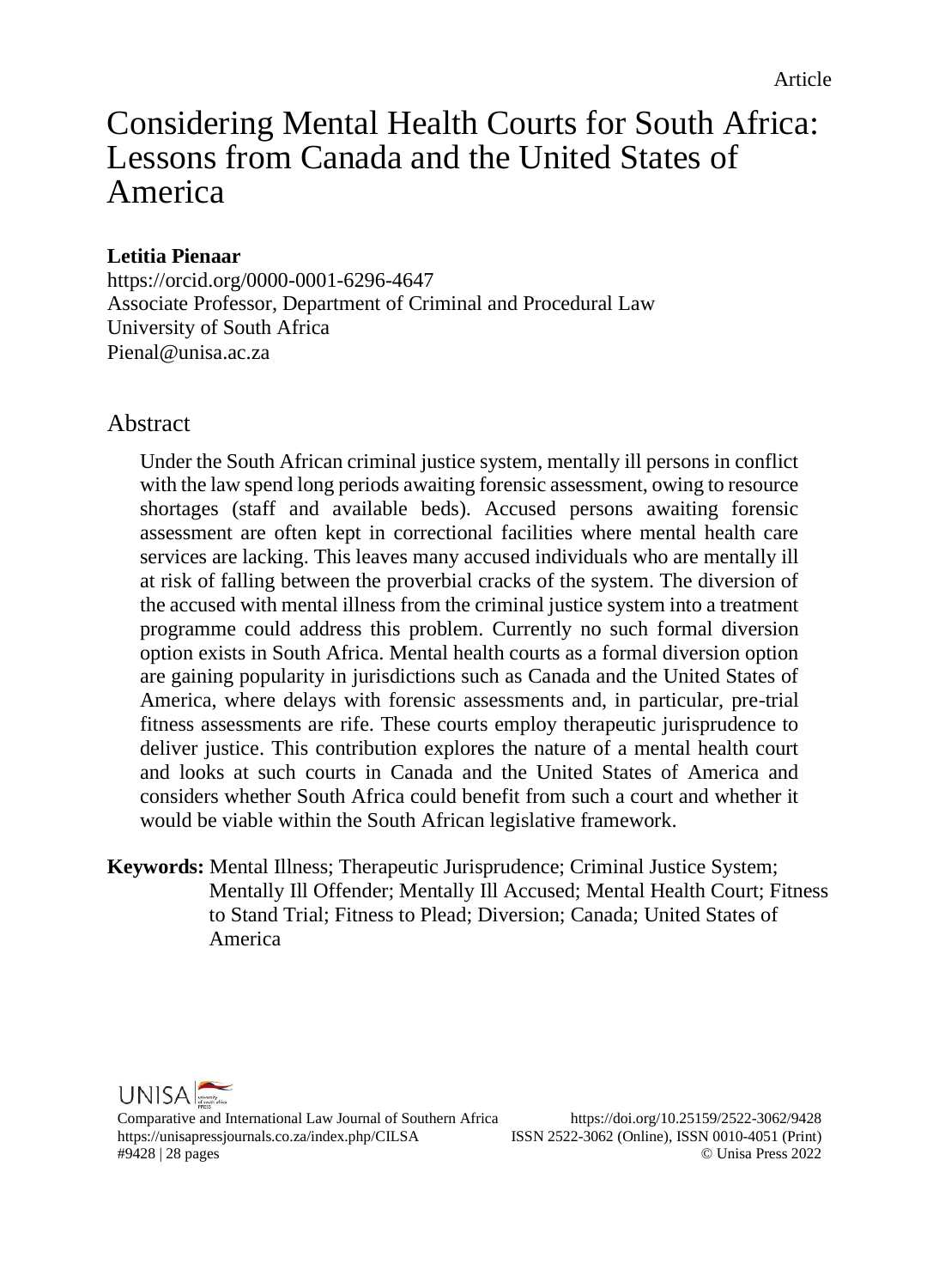Article

# Considering Mental Health Courts for South Africa: Lessons from Canada and the United States of America

**Letitia Pienaar**
https://orcid.org/0000-0001-6296-4647
Associate Professor, Department of Criminal and Procedural Law
University of South Africa
Pienal@unisa.ac.za

## Abstract

Under the South African criminal justice system, mentally ill persons in conflict with the law spend long periods awaiting forensic assessment, owing to resource shortages (staff and available beds). Accused persons awaiting forensic assessment are often kept in correctional facilities where mental health care services are lacking. This leaves many accused individuals who are mentally ill at risk of falling between the proverbial cracks of the system. The diversion of the accused with mental illness from the criminal justice system into a treatment programme could address this problem. Currently no such formal diversion option exists in South Africa. Mental health courts as a formal diversion option are gaining popularity in jurisdictions such as Canada and the United States of America, where delays with forensic assessments and, in particular, pre-trial fitness assessments are rife. These courts employ therapeutic jurisprudence to deliver justice. This contribution explores the nature of a mental health court and looks at such courts in Canada and the United States of America and considers whether South Africa could benefit from such a court and whether it would be viable within the South African legislative framework.

**Keywords:** Mental Illness; Therapeutic Jurisprudence; Criminal Justice System; Mentally Ill Offender; Mentally Ill Accused; Mental Health Court; Fitness to Stand Trial; Fitness to Plead; Diversion; Canada; United States of America

Comparative and International Law Journal of Southern Africa
https://unisapressjournals.co.za/index.php/CILSA
#9428 | 28 pages
https://doi.org/10.25159/2522-3062/9428
ISSN 2522-3062 (Online), ISSN 0010-4051 (Print)
© Unisa Press 2022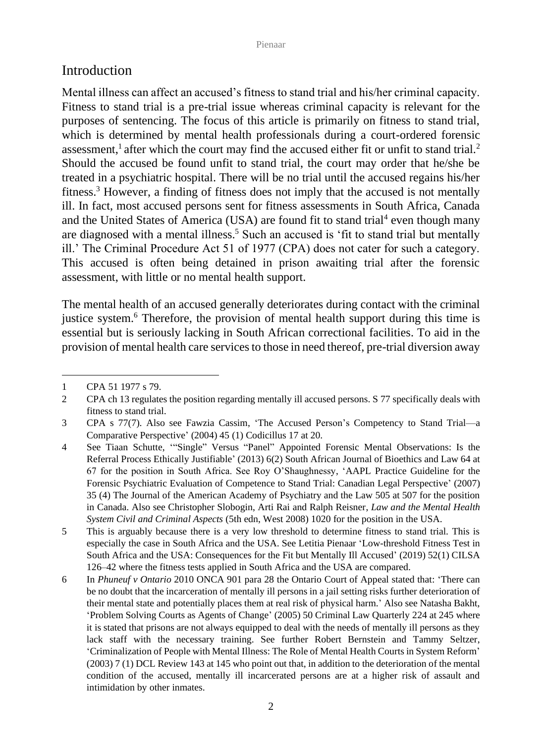## Introduction

Mental illness can affect an accused's fitness to stand trial and his/her criminal capacity. Fitness to stand trial is a pre-trial issue whereas criminal capacity is relevant for the purposes of sentencing. The focus of this article is primarily on fitness to stand trial, which is determined by mental health professionals during a court-ordered forensic assessment,[1] after which the court may find the accused either fit or unfit to stand trial.[2] Should the accused be found unfit to stand trial, the court may order that he/she be treated in a psychiatric hospital. There will be no trial until the accused regains his/her fitness.[3] However, a finding of fitness does not imply that the accused is not mentally ill. In fact, most accused persons sent for fitness assessments in South Africa, Canada and the United States of America (USA) are found fit to stand trial[4] even though many are diagnosed with a mental illness.[5] Such an accused is 'fit to stand trial but mentally ill.' The Criminal Procedure Act 51 of 1977 (CPA) does not cater for such a category. This accused is often being detained in prison awaiting trial after the forensic assessment, with little or no mental health support.

The mental health of an accused generally deteriorates during contact with the criminal justice system.[6] Therefore, the provision of mental health support during this time is essential but is seriously lacking in South African correctional facilities. To aid in the provision of mental health care services to those in need thereof, pre-trial diversion away

---

1 CPA 51 1977 s 79.

2 CPA ch 13 regulates the position regarding mentally ill accused persons. S 77 specifically deals with fitness to stand trial.

3 CPA s 77(7). Also see Fawzia Cassim, 'The Accused Person's Competency to Stand Trial—a Comparative Perspective' (2004) 45 (1) Codicillus 17 at 20.

4 See Tiaan Schutte, '"Single" Versus "Panel" Appointed Forensic Mental Observations: Is the Referral Process Ethically Justifiable' (2013) 6(2) South African Journal of Bioethics and Law 64 at 67 for the position in South Africa. See Roy O'Shaughnessy, 'AAPL Practice Guideline for the Forensic Psychiatric Evaluation of Competence to Stand Trial: Canadian Legal Perspective' (2007) 35 (4) The Journal of the American Academy of Psychiatry and the Law 505 at 507 for the position in Canada. Also see Christopher Slobogin, Arti Rai and Ralph Reisner, *Law and the Mental Health System Civil and Criminal Aspects* (5th edn, West 2008) 1020 for the position in the USA.

5 This is arguably because there is a very low threshold to determine fitness to stand trial. This is especially the case in South Africa and the USA. See Letitia Pienaar 'Low-threshold Fitness Test in South Africa and the USA: Consequences for the Fit but Mentally Ill Accused' (2019) 52(1) CILSA 126–42 where the fitness tests applied in South Africa and the USA are compared.

6 In *Phuneuf v Ontario* 2010 ONCA 901 para 28 the Ontario Court of Appeal stated that: 'There can be no doubt that the incarceration of mentally ill persons in a jail setting risks further deterioration of their mental state and potentially places them at real risk of physical harm.' Also see Natasha Bakht, 'Problem Solving Courts as Agents of Change' (2005) 50 Criminal Law Quarterly 224 at 245 where it is stated that prisons are not always equipped to deal with the needs of mentally ill persons as they lack staff with the necessary training. See further Robert Bernstein and Tammy Seltzer, 'Criminalization of People with Mental Illness: The Role of Mental Health Courts in System Reform' (2003) 7 (1) DCL Review 143 at 145 who point out that, in addition to the deterioration of the mental condition of the accused, mentally ill incarcerated persons are at a higher risk of assault and intimidation by other inmates.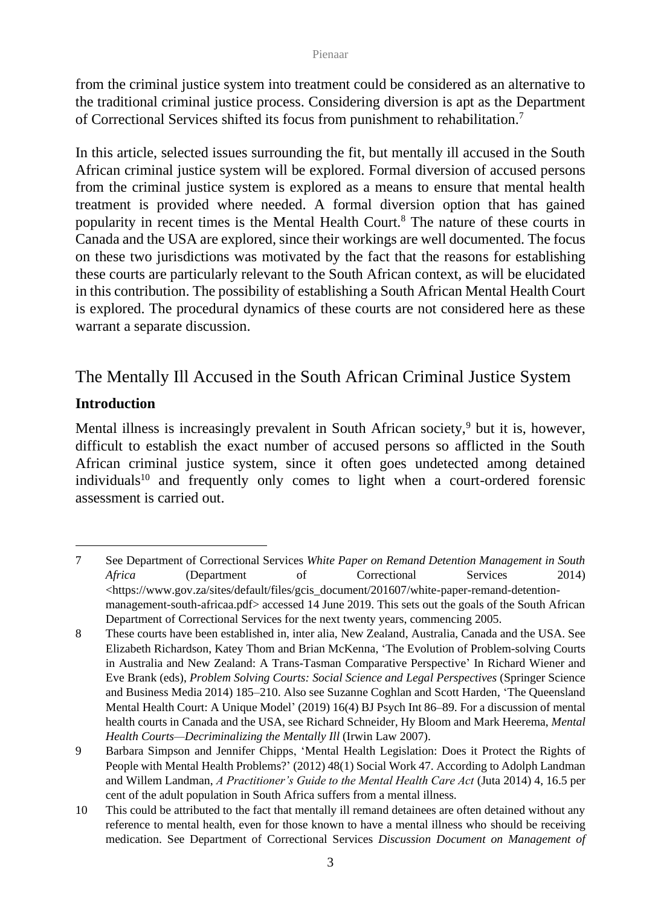from the criminal justice system into treatment could be considered as an alternative to the traditional criminal justice process. Considering diversion is apt as the Department of Correctional Services shifted its focus from punishment to rehabilitation.[7]

In this article, selected issues surrounding the fit, but mentally ill accused in the South African criminal justice system will be explored. Formal diversion of accused persons from the criminal justice system is explored as a means to ensure that mental health treatment is provided where needed. A formal diversion option that has gained popularity in recent times is the Mental Health Court.[8] The nature of these courts in Canada and the USA are explored, since their workings are well documented. The focus on these two jurisdictions was motivated by the fact that the reasons for establishing these courts are particularly relevant to the South African context, as will be elucidated in this contribution. The possibility of establishing a South African Mental Health Court is explored. The procedural dynamics of these courts are not considered here as these warrant a separate discussion.

## The Mentally Ill Accused in the South African Criminal Justice System

### Introduction

Mental illness is increasingly prevalent in South African society,[9] but it is, however, difficult to establish the exact number of accused persons so afflicted in the South African criminal justice system, since it often goes undetected among detained individuals[10] and frequently only comes to light when a court-ordered forensic assessment is carried out.

---

7 See Department of Correctional Services *White Paper on Remand Detention Management in South Africa* (Department of Correctional Services 2014) <https://www.gov.za/sites/default/files/gcis_document/201607/white-paper-remand-detention-management-south-africaa.pdf> accessed 14 June 2019. This sets out the goals of the South African Department of Correctional Services for the next twenty years, commencing 2005.

8 These courts have been established in, inter alia, New Zealand, Australia, Canada and the USA. See Elizabeth Richardson, Katey Thom and Brian McKenna, 'The Evolution of Problem-solving Courts in Australia and New Zealand: A Trans-Tasman Comparative Perspective' In Richard Wiener and Eve Brank (eds), *Problem Solving Courts: Social Science and Legal Perspectives* (Springer Science and Business Media 2014) 185–210. Also see Suzanne Coghlan and Scott Harden, 'The Queensland Mental Health Court: A Unique Model' (2019) 16(4) BJ Psych Int 86–89. For a discussion of mental health courts in Canada and the USA, see Richard Schneider, Hy Bloom and Mark Heerema, *Mental Health Courts—Decriminalizing the Mentally Ill* (Irwin Law 2007).

9 Barbara Simpson and Jennifer Chipps, 'Mental Health Legislation: Does it Protect the Rights of People with Mental Health Problems?' (2012) 48(1) Social Work 47. According to Adolph Landman and Willem Landman, *A Practitioner's Guide to the Mental Health Care Act* (Juta 2014) 4, 16.5 per cent of the adult population in South Africa suffers from a mental illness.

10 This could be attributed to the fact that mentally ill remand detainees are often detained without any reference to mental health, even for those known to have a mental illness who should be receiving medication. See Department of Correctional Services *Discussion Document on Management of*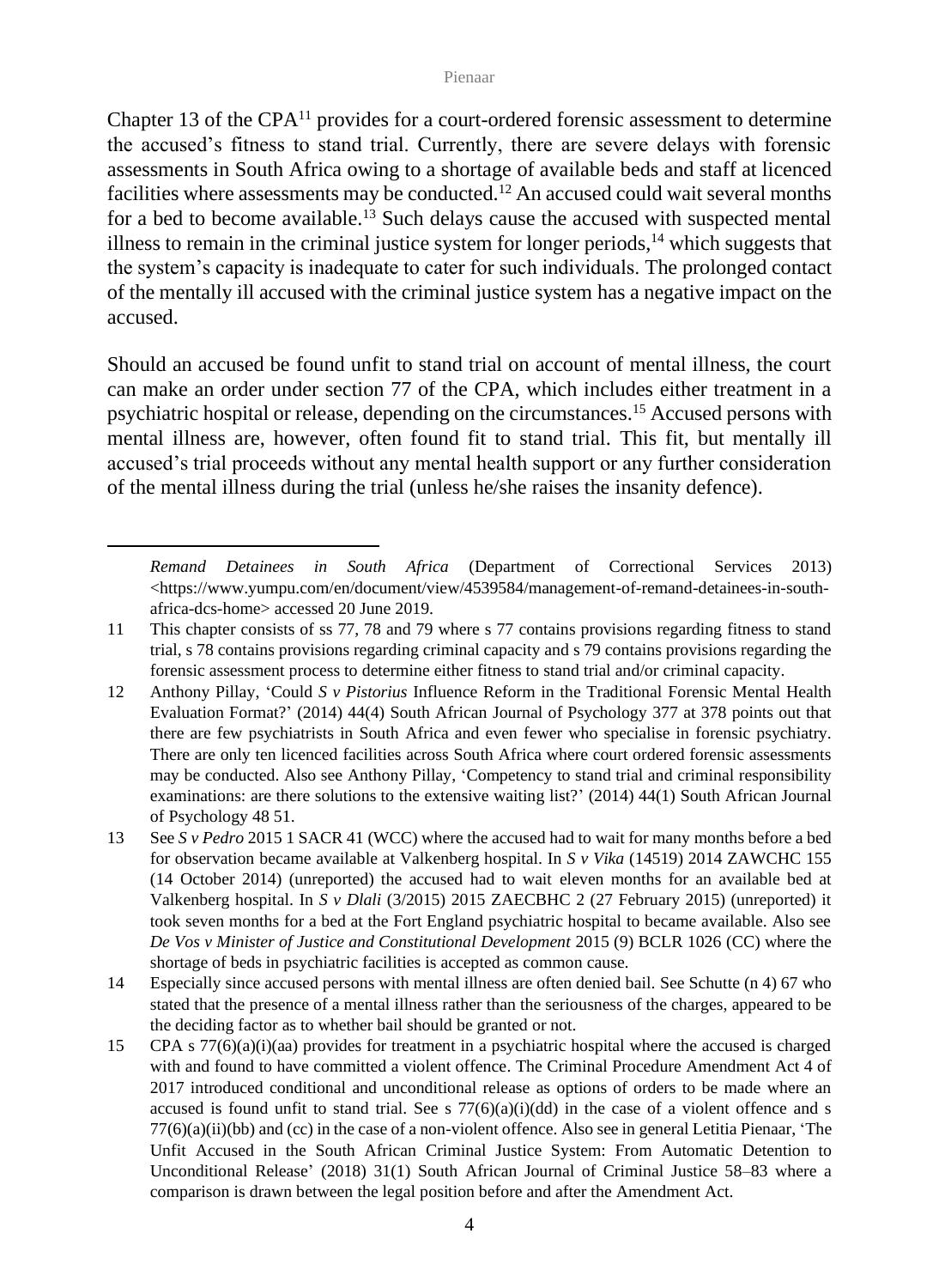Chapter 13 of the CPA[11] provides for a court-ordered forensic assessment to determine the accused's fitness to stand trial. Currently, there are severe delays with forensic assessments in South Africa owing to a shortage of available beds and staff at licenced facilities where assessments may be conducted.[12] An accused could wait several months for a bed to become available.[13] Such delays cause the accused with suspected mental illness to remain in the criminal justice system for longer periods,[14] which suggests that the system's capacity is inadequate to cater for such individuals. The prolonged contact of the mentally ill accused with the criminal justice system has a negative impact on the accused.

Should an accused be found unfit to stand trial on account of mental illness, the court can make an order under section 77 of the CPA, which includes either treatment in a psychiatric hospital or release, depending on the circumstances.[15] Accused persons with mental illness are, however, often found fit to stand trial. This fit, but mentally ill accused's trial proceeds without any mental health support or any further consideration of the mental illness during the trial (unless he/she raises the insanity defence).

---

*Remand Detainees in South Africa* (Department of Correctional Services 2013) <https://www.yumpu.com/en/document/view/4539584/management-of-remand-detainees-in-south-africa-dcs-home> accessed 20 June 2019.

11 This chapter consists of ss 77, 78 and 79 where s 77 contains provisions regarding fitness to stand trial, s 78 contains provisions regarding criminal capacity and s 79 contains provisions regarding the forensic assessment process to determine either fitness to stand trial and/or criminal capacity.

12 Anthony Pillay, 'Could *S v Pistorius* Influence Reform in the Traditional Forensic Mental Health Evaluation Format?' (2014) 44(4) South African Journal of Psychology 377 at 378 points out that there are few psychiatrists in South Africa and even fewer who specialise in forensic psychiatry. There are only ten licenced facilities across South Africa where court ordered forensic assessments may be conducted. Also see Anthony Pillay, 'Competency to stand trial and criminal responsibility examinations: are there solutions to the extensive waiting list?' (2014) 44(1) South African Journal of Psychology 48 51.

13 See *S v Pedro* 2015 1 SACR 41 (WCC) where the accused had to wait for many months before a bed for observation became available at Valkenberg hospital. In *S v Vika* (14519) 2014 ZAWCHC 155 (14 October 2014) (unreported) the accused had to wait eleven months for an available bed at Valkenberg hospital. In *S v Dlali* (3/2015) 2015 ZAECBHC 2 (27 February 2015) (unreported) it took seven months for a bed at the Fort England psychiatric hospital to became available. Also see *De Vos v Minister of Justice and Constitutional Development* 2015 (9) BCLR 1026 (CC) where the shortage of beds in psychiatric facilities is accepted as common cause.

14 Especially since accused persons with mental illness are often denied bail. See Schutte (n 4) 67 who stated that the presence of a mental illness rather than the seriousness of the charges, appeared to be the deciding factor as to whether bail should be granted or not.

15 CPA s 77(6)(a)(i)(aa) provides for treatment in a psychiatric hospital where the accused is charged with and found to have committed a violent offence. The Criminal Procedure Amendment Act 4 of 2017 introduced conditional and unconditional release as options of orders to be made where an accused is found unfit to stand trial. See s 77(6)(a)(i)(dd) in the case of a violent offence and s 77(6)(a)(ii)(bb) and (cc) in the case of a non-violent offence. Also see in general Letitia Pienaar, 'The Unfit Accused in the South African Criminal Justice System: From Automatic Detention to Unconditional Release' (2018) 31(1) South African Journal of Criminal Justice 58–83 where a comparison is drawn between the legal position before and after the Amendment Act.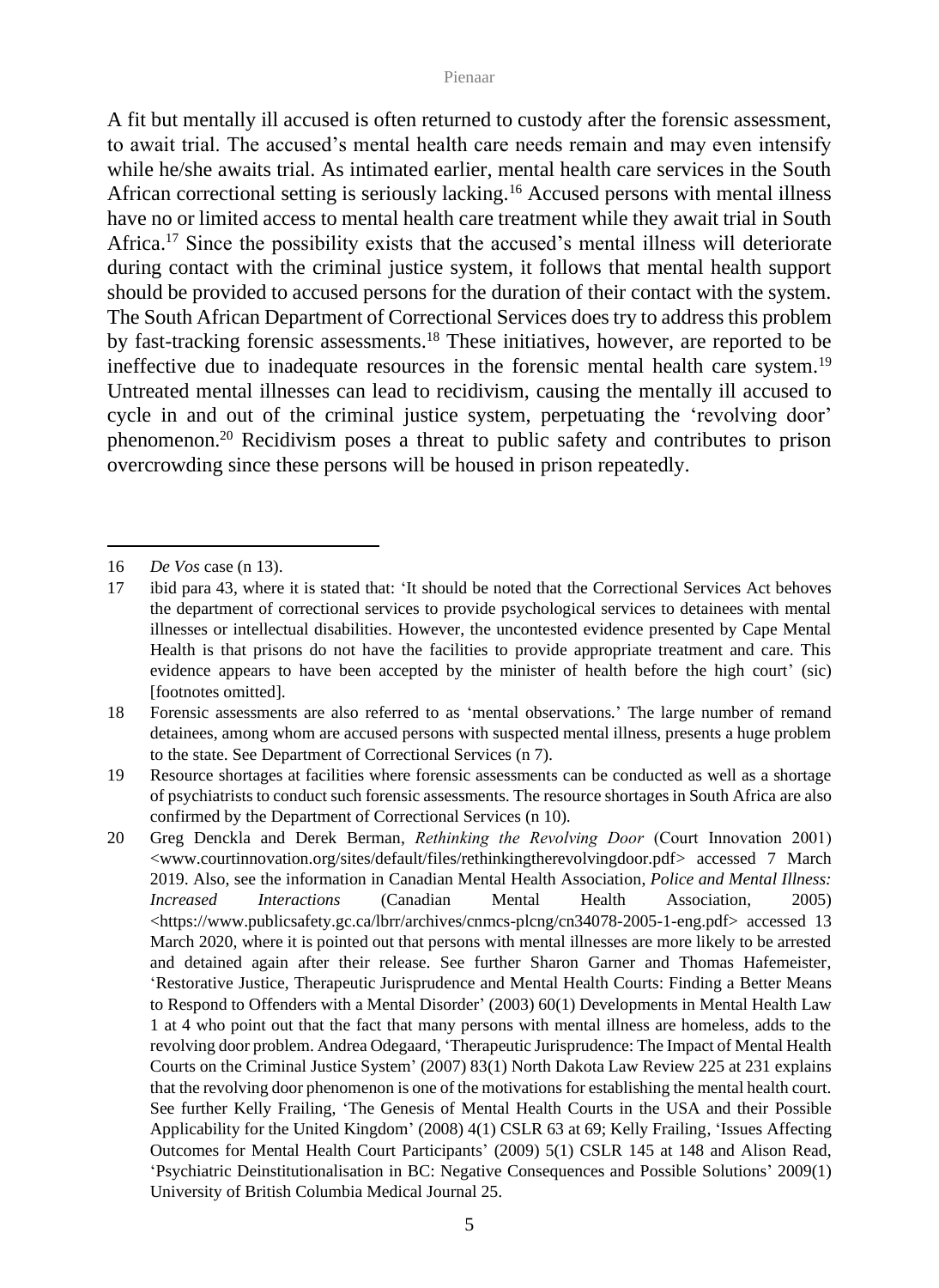A fit but mentally ill accused is often returned to custody after the forensic assessment, to await trial. The accused's mental health care needs remain and may even intensify while he/she awaits trial. As intimated earlier, mental health care services in the South African correctional setting is seriously lacking.[16] Accused persons with mental illness have no or limited access to mental health care treatment while they await trial in South Africa.[17] Since the possibility exists that the accused's mental illness will deteriorate during contact with the criminal justice system, it follows that mental health support should be provided to accused persons for the duration of their contact with the system. The South African Department of Correctional Services does try to address this problem by fast-tracking forensic assessments.[18] These initiatives, however, are reported to be ineffective due to inadequate resources in the forensic mental health care system.[19] Untreated mental illnesses can lead to recidivism, causing the mentally ill accused to cycle in and out of the criminal justice system, perpetuating the 'revolving door' phenomenon.[20] Recidivism poses a threat to public safety and contributes to prison overcrowding since these persons will be housed in prison repeatedly.

---

16 *De Vos* case (n 13).

17 ibid para 43, where it is stated that: 'It should be noted that the Correctional Services Act behoves the department of correctional services to provide psychological services to detainees with mental illnesses or intellectual disabilities. However, the uncontested evidence presented by Cape Mental Health is that prisons do not have the facilities to provide appropriate treatment and care. This evidence appears to have been accepted by the minister of health before the high court' (sic) [footnotes omitted].

18 Forensic assessments are also referred to as 'mental observations.' The large number of remand detainees, among whom are accused persons with suspected mental illness, presents a huge problem to the state. See Department of Correctional Services (n 7).

19 Resource shortages at facilities where forensic assessments can be conducted as well as a shortage of psychiatrists to conduct such forensic assessments. The resource shortages in South Africa are also confirmed by the Department of Correctional Services (n 10).

20 Greg Denckla and Derek Berman, *Rethinking the Revolving Door* (Court Innovation 2001) <www.courtinnovation.org/sites/default/files/rethinkingtherevolvingdoor.pdf> accessed 7 March 2019. Also, see the information in Canadian Mental Health Association, *Police and Mental Illness: Increased Interactions* (Canadian Mental Health Association, 2005) <https://www.publicsafety.gc.ca/lbrr/archives/cnmcs-plcng/cn34078-2005-1-eng.pdf> accessed 13 March 2020, where it is pointed out that persons with mental illnesses are more likely to be arrested and detained again after their release. See further Sharon Garner and Thomas Hafemeister, 'Restorative Justice, Therapeutic Jurisprudence and Mental Health Courts: Finding a Better Means to Respond to Offenders with a Mental Disorder' (2003) 60(1) Developments in Mental Health Law 1 at 4 who point out that the fact that many persons with mental illness are homeless, adds to the revolving door problem. Andrea Odegaard, 'Therapeutic Jurisprudence: The Impact of Mental Health Courts on the Criminal Justice System' (2007) 83(1) North Dakota Law Review 225 at 231 explains that the revolving door phenomenon is one of the motivations for establishing the mental health court. See further Kelly Frailing, 'The Genesis of Mental Health Courts in the USA and their Possible Applicability for the United Kingdom' (2008) 4(1) CSLR 63 at 69; Kelly Frailing, 'Issues Affecting Outcomes for Mental Health Court Participants' (2009) 5(1) CSLR 145 at 148 and Alison Read, 'Psychiatric Deinstitutionalisation in BC: Negative Consequences and Possible Solutions' 2009(1) University of British Columbia Medical Journal 25.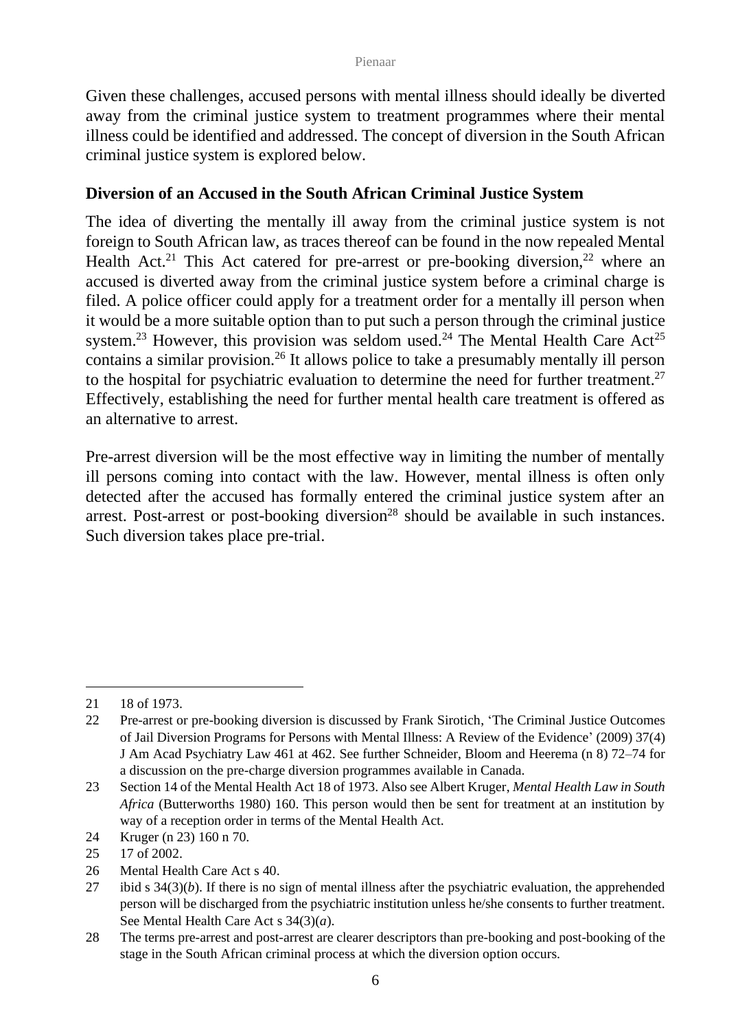Given these challenges, accused persons with mental illness should ideally be diverted away from the criminal justice system to treatment programmes where their mental illness could be identified and addressed. The concept of diversion in the South African criminal justice system is explored below.

## Diversion of an Accused in the South African Criminal Justice System

The idea of diverting the mentally ill away from the criminal justice system is not foreign to South African law, as traces thereof can be found in the now repealed Mental Health Act.[21] This Act catered for pre-arrest or pre-booking diversion,[22] where an accused is diverted away from the criminal justice system before a criminal charge is filed. A police officer could apply for a treatment order for a mentally ill person when it would be a more suitable option than to put such a person through the criminal justice system.[23] However, this provision was seldom used.[24] The Mental Health Care Act[25] contains a similar provision.[26] It allows police to take a presumably mentally ill person to the hospital for psychiatric evaluation to determine the need for further treatment.[27] Effectively, establishing the need for further mental health care treatment is offered as an alternative to arrest.

Pre-arrest diversion will be the most effective way in limiting the number of mentally ill persons coming into contact with the law. However, mental illness is often only detected after the accused has formally entered the criminal justice system after an arrest. Post-arrest or post-booking diversion[28] should be available in such instances. Such diversion takes place pre-trial.

---

21 18 of 1973.

22 Pre-arrest or pre-booking diversion is discussed by Frank Sirotich, 'The Criminal Justice Outcomes of Jail Diversion Programs for Persons with Mental Illness: A Review of the Evidence' (2009) 37(4) J Am Acad Psychiatry Law 461 at 462. See further Schneider, Bloom and Heerema (n 8) 72–74 for a discussion on the pre-charge diversion programmes available in Canada.

23 Section 14 of the Mental Health Act 18 of 1973. Also see Albert Kruger, *Mental Health Law in South Africa* (Butterworths 1980) 160. This person would then be sent for treatment at an institution by way of a reception order in terms of the Mental Health Act.

24 Kruger (n 23) 160 n 70.

25 17 of 2002.

26 Mental Health Care Act s 40.

27 ibid s 34(3)(*b*). If there is no sign of mental illness after the psychiatric evaluation, the apprehended person will be discharged from the psychiatric institution unless he/she consents to further treatment. See Mental Health Care Act s 34(3)(*a*).

28 The terms pre-arrest and post-arrest are clearer descriptors than pre-booking and post-booking of the stage in the South African criminal process at which the diversion option occurs.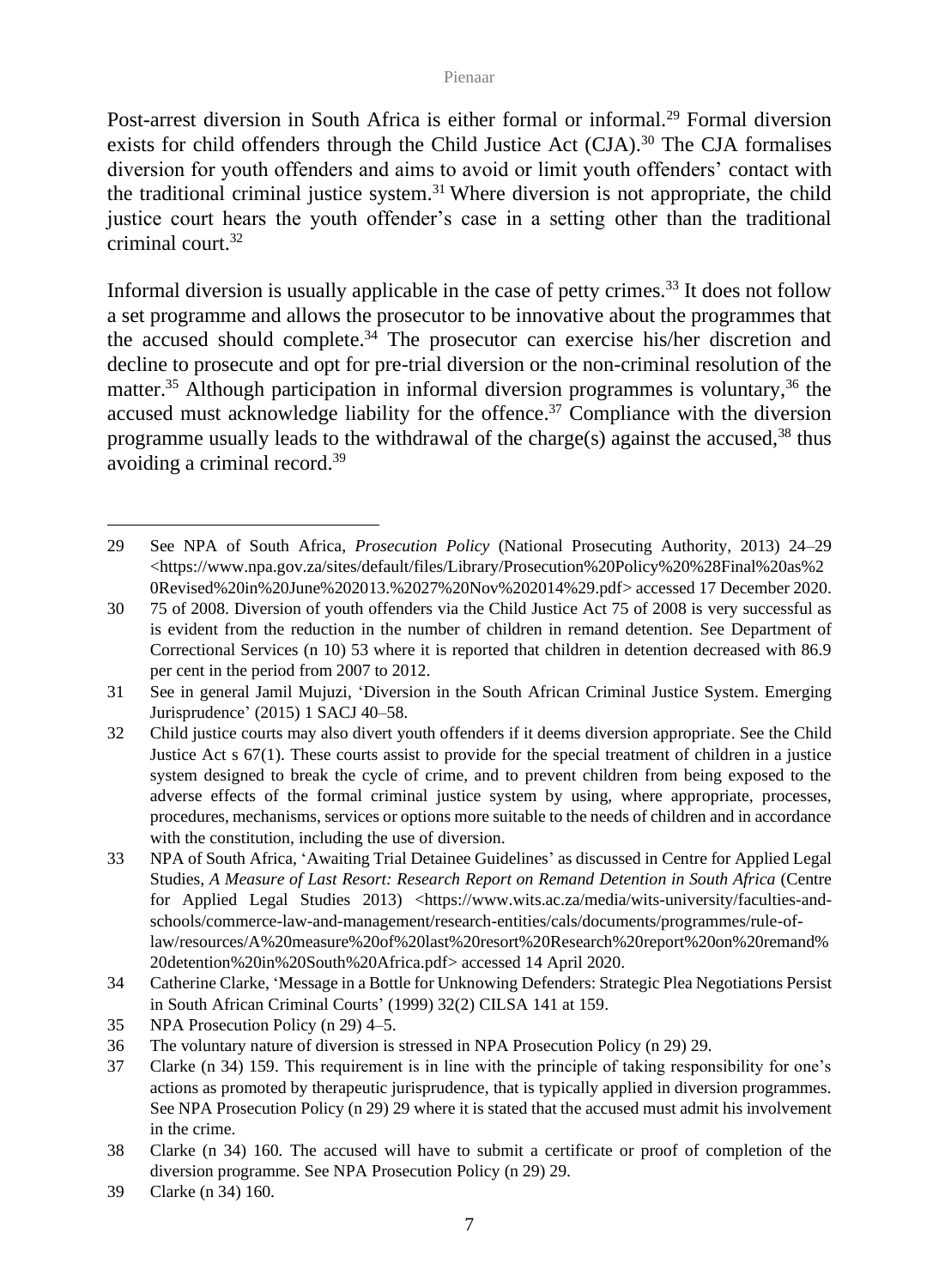Post-arrest diversion in South Africa is either formal or informal.[29] Formal diversion exists for child offenders through the Child Justice Act (CJA).[30] The CJA formalises diversion for youth offenders and aims to avoid or limit youth offenders' contact with the traditional criminal justice system.[31] Where diversion is not appropriate, the child justice court hears the youth offender's case in a setting other than the traditional criminal court.[32]

Informal diversion is usually applicable in the case of petty crimes.[33] It does not follow a set programme and allows the prosecutor to be innovative about the programmes that the accused should complete.[34] The prosecutor can exercise his/her discretion and decline to prosecute and opt for pre-trial diversion or the non-criminal resolution of the matter.[35] Although participation in informal diversion programmes is voluntary,[36] the accused must acknowledge liability for the offence.[37] Compliance with the diversion programme usually leads to the withdrawal of the charge(s) against the accused,[38] thus avoiding a criminal record.[39]

---

29 See NPA of South Africa, *Prosecution Policy* (National Prosecuting Authority, 2013) 24–29 <https://www.npa.gov.za/sites/default/files/Library/Prosecution%20Policy%20%28Final%20as%20Revised%20in%20June%202013.%2027%20Nov%202014%29.pdf> accessed 17 December 2020.

30 75 of 2008. Diversion of youth offenders via the Child Justice Act 75 of 2008 is very successful as is evident from the reduction in the number of children in remand detention. See Department of Correctional Services (n 10) 53 where it is reported that children in detention decreased with 86.9 per cent in the period from 2007 to 2012.

31 See in general Jamil Mujuzi, 'Diversion in the South African Criminal Justice System. Emerging Jurisprudence' (2015) 1 SACJ 40–58.

32 Child justice courts may also divert youth offenders if it deems diversion appropriate. See the Child Justice Act s 67(1). These courts assist to provide for the special treatment of children in a justice system designed to break the cycle of crime, and to prevent children from being exposed to the adverse effects of the formal criminal justice system by using, where appropriate, processes, procedures, mechanisms, services or options more suitable to the needs of children and in accordance with the constitution, including the use of diversion.

33 NPA of South Africa, 'Awaiting Trial Detainee Guidelines' as discussed in Centre for Applied Legal Studies, *A Measure of Last Resort: Research Report on Remand Detention in South Africa* (Centre for Applied Legal Studies 2013) <https://www.wits.ac.za/media/wits-university/faculties-and-schools/commerce-law-and-management/research-entities/cals/documents/programmes/rule-of-law/resources/A%20measure%20of%20last%20resort%20Research%20report%20on%20remand%20detention%20in%20South%20Africa.pdf> accessed 14 April 2020.

34 Catherine Clarke, 'Message in a Bottle for Unknowing Defenders: Strategic Plea Negotiations Persist in South African Criminal Courts' (1999) 32(2) CILSA 141 at 159.

35 NPA Prosecution Policy (n 29) 4–5.

36 The voluntary nature of diversion is stressed in NPA Prosecution Policy (n 29) 29.

37 Clarke (n 34) 159. This requirement is in line with the principle of taking responsibility for one's actions as promoted by therapeutic jurisprudence, that is typically applied in diversion programmes. See NPA Prosecution Policy (n 29) 29 where it is stated that the accused must admit his involvement in the crime.

38 Clarke (n 34) 160. The accused will have to submit a certificate or proof of completion of the diversion programme. See NPA Prosecution Policy (n 29) 29.

39 Clarke (n 34) 160.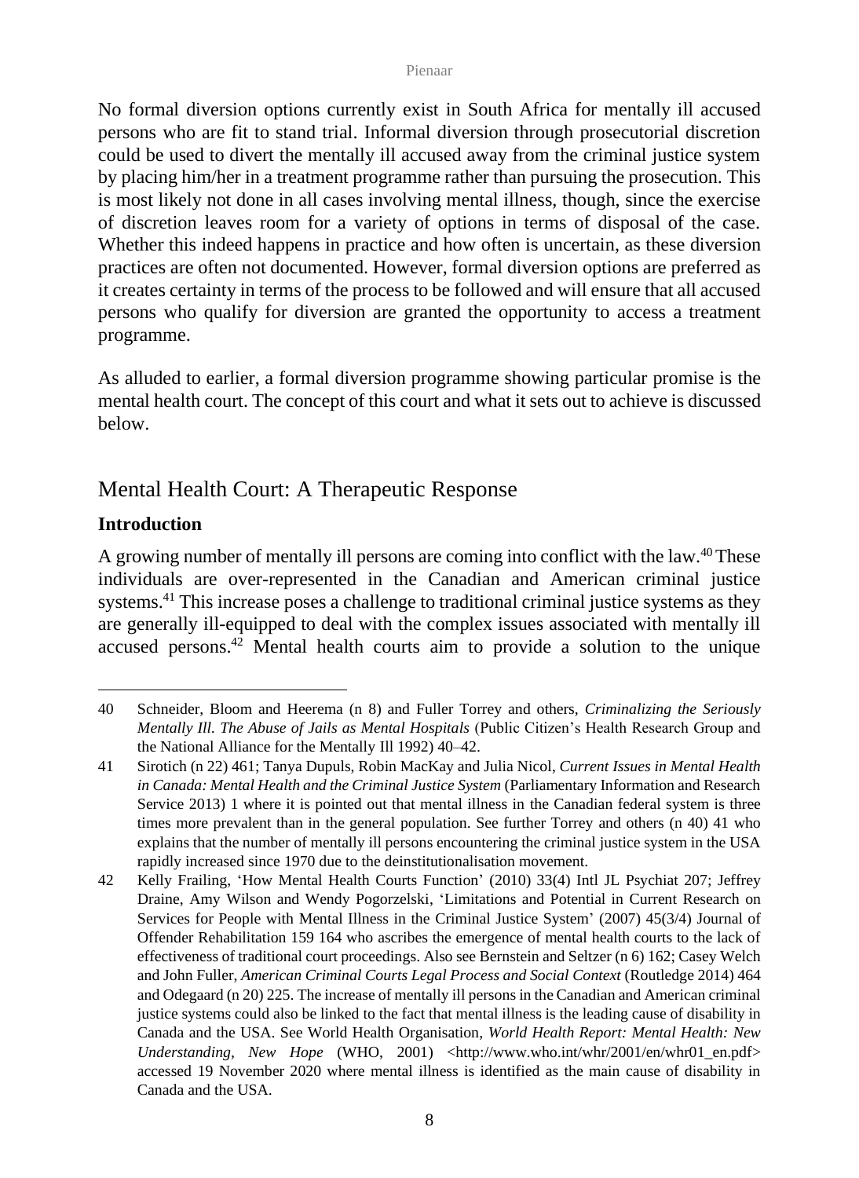No formal diversion options currently exist in South Africa for mentally ill accused persons who are fit to stand trial. Informal diversion through prosecutorial discretion could be used to divert the mentally ill accused away from the criminal justice system by placing him/her in a treatment programme rather than pursuing the prosecution. This is most likely not done in all cases involving mental illness, though, since the exercise of discretion leaves room for a variety of options in terms of disposal of the case. Whether this indeed happens in practice and how often is uncertain, as these diversion practices are often not documented. However, formal diversion options are preferred as it creates certainty in terms of the process to be followed and will ensure that all accused persons who qualify for diversion are granted the opportunity to access a treatment programme.

As alluded to earlier, a formal diversion programme showing particular promise is the mental health court. The concept of this court and what it sets out to achieve is discussed below.

## Mental Health Court: A Therapeutic Response

### Introduction

A growing number of mentally ill persons are coming into conflict with the law.[40] These individuals are over-represented in the Canadian and American criminal justice systems.[41] This increase poses a challenge to traditional criminal justice systems as they are generally ill-equipped to deal with the complex issues associated with mentally ill accused persons.[42] Mental health courts aim to provide a solution to the unique

---

40 Schneider, Bloom and Heerema (n 8) and Fuller Torrey and others, *Criminalizing the Seriously Mentally Ill. The Abuse of Jails as Mental Hospitals* (Public Citizen's Health Research Group and the National Alliance for the Mentally Ill 1992) 40–42.

41 Sirotich (n 22) 461; Tanya Dupuls, Robin MacKay and Julia Nicol, *Current Issues in Mental Health in Canada: Mental Health and the Criminal Justice System* (Parliamentary Information and Research Service 2013) 1 where it is pointed out that mental illness in the Canadian federal system is three times more prevalent than in the general population. See further Torrey and others (n 40) 41 who explains that the number of mentally ill persons encountering the criminal justice system in the USA rapidly increased since 1970 due to the deinstitutionalisation movement.

42 Kelly Frailing, 'How Mental Health Courts Function' (2010) 33(4) Intl JL Psychiat 207; Jeffrey Draine, Amy Wilson and Wendy Pogorzelski, 'Limitations and Potential in Current Research on Services for People with Mental Illness in the Criminal Justice System' (2007) 45(3/4) Journal of Offender Rehabilitation 159 164 who ascribes the emergence of mental health courts to the lack of effectiveness of traditional court proceedings. Also see Bernstein and Seltzer (n 6) 162; Casey Welch and John Fuller, *American Criminal Courts Legal Process and Social Context* (Routledge 2014) 464 and Odegaard (n 20) 225. The increase of mentally ill persons in the Canadian and American criminal justice systems could also be linked to the fact that mental illness is the leading cause of disability in Canada and the USA. See World Health Organisation, *World Health Report: Mental Health: New Understanding, New Hope* (WHO, 2001) <http://www.who.int/whr/2001/en/whr01_en.pdf> accessed 19 November 2020 where mental illness is identified as the main cause of disability in Canada and the USA.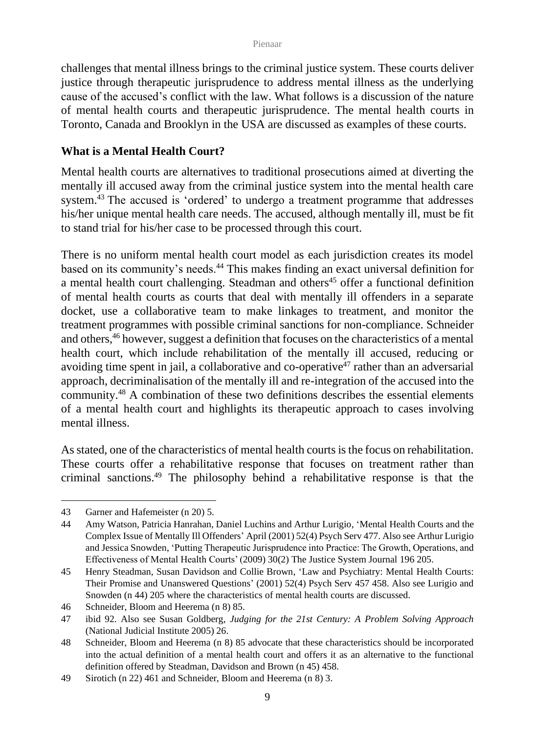challenges that mental illness brings to the criminal justice system. These courts deliver justice through therapeutic jurisprudence to address mental illness as the underlying cause of the accused's conflict with the law. What follows is a discussion of the nature of mental health courts and therapeutic jurisprudence. The mental health courts in Toronto, Canada and Brooklyn in the USA are discussed as examples of these courts.

## What is a Mental Health Court?

Mental health courts are alternatives to traditional prosecutions aimed at diverting the mentally ill accused away from the criminal justice system into the mental health care system.[43] The accused is 'ordered' to undergo a treatment programme that addresses his/her unique mental health care needs. The accused, although mentally ill, must be fit to stand trial for his/her case to be processed through this court.

There is no uniform mental health court model as each jurisdiction creates its model based on its community's needs.[44] This makes finding an exact universal definition for a mental health court challenging. Steadman and others[45] offer a functional definition of mental health courts as courts that deal with mentally ill offenders in a separate docket, use a collaborative team to make linkages to treatment, and monitor the treatment programmes with possible criminal sanctions for non-compliance. Schneider and others,[46] however, suggest a definition that focuses on the characteristics of a mental health court, which include rehabilitation of the mentally ill accused, reducing or avoiding time spent in jail, a collaborative and co-operative[47] rather than an adversarial approach, decriminalisation of the mentally ill and re-integration of the accused into the community.[48] A combination of these two definitions describes the essential elements of a mental health court and highlights its therapeutic approach to cases involving mental illness.

As stated, one of the characteristics of mental health courts is the focus on rehabilitation. These courts offer a rehabilitative response that focuses on treatment rather than criminal sanctions.[49] The philosophy behind a rehabilitative response is that the

---

43 Garner and Hafemeister (n 20) 5.

44 Amy Watson, Patricia Hanrahan, Daniel Luchins and Arthur Lurigio, 'Mental Health Courts and the Complex Issue of Mentally Ill Offenders' April (2001) 52(4) Psych Serv 477. Also see Arthur Lurigio and Jessica Snowden, 'Putting Therapeutic Jurisprudence into Practice: The Growth, Operations, and Effectiveness of Mental Health Courts' (2009) 30(2) The Justice System Journal 196 205.

45 Henry Steadman, Susan Davidson and Collie Brown, 'Law and Psychiatry: Mental Health Courts: Their Promise and Unanswered Questions' (2001) 52(4) Psych Serv 457 458. Also see Lurigio and Snowden (n 44) 205 where the characteristics of mental health courts are discussed.

46 Schneider, Bloom and Heerema (n 8) 85.

47 ibid 92. Also see Susan Goldberg, *Judging for the 21st Century: A Problem Solving Approach* (National Judicial Institute 2005) 26.

48 Schneider, Bloom and Heerema (n 8) 85 advocate that these characteristics should be incorporated into the actual definition of a mental health court and offers it as an alternative to the functional definition offered by Steadman, Davidson and Brown (n 45) 458.

49 Sirotich (n 22) 461 and Schneider, Bloom and Heerema (n 8) 3.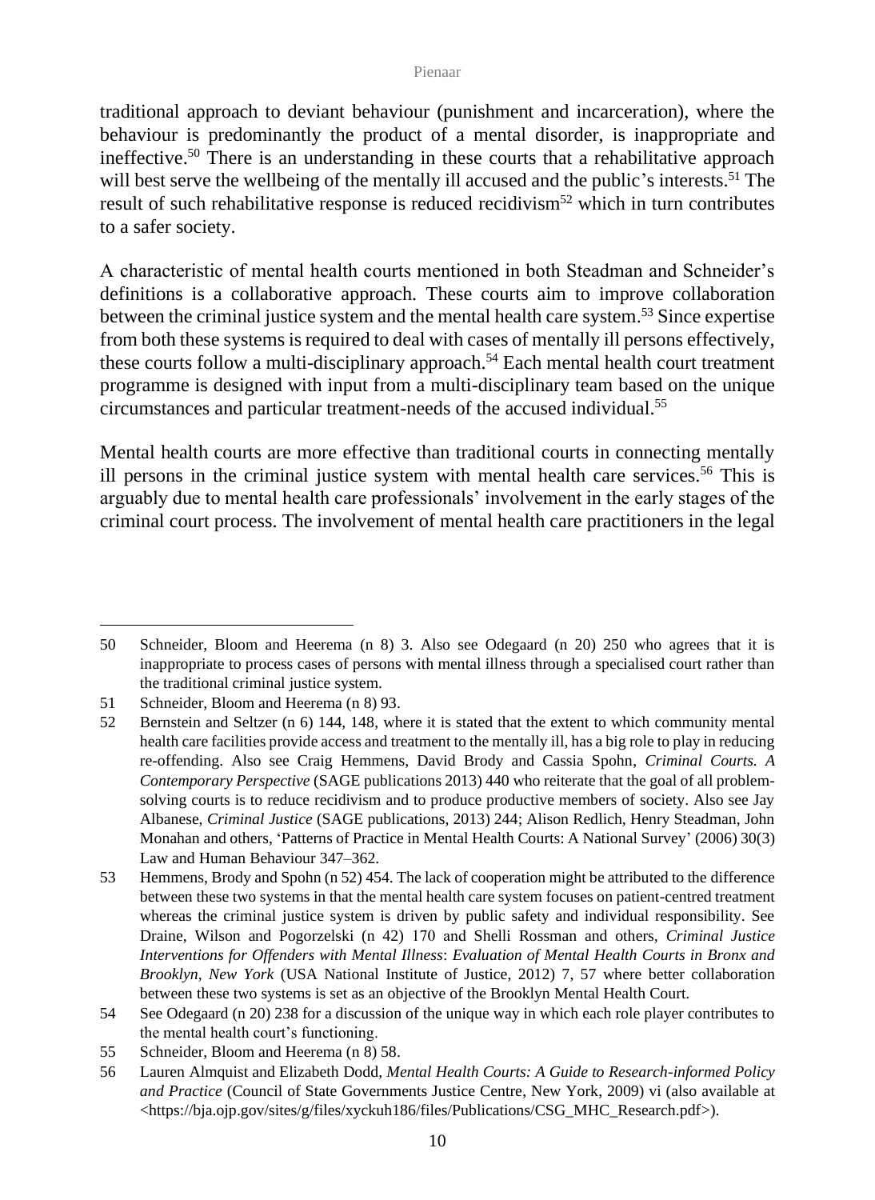traditional approach to deviant behaviour (punishment and incarceration), where the behaviour is predominantly the product of a mental disorder, is inappropriate and ineffective.[50] There is an understanding in these courts that a rehabilitative approach will best serve the wellbeing of the mentally ill accused and the public's interests.[51] The result of such rehabilitative response is reduced recidivism[52] which in turn contributes to a safer society.

A characteristic of mental health courts mentioned in both Steadman and Schneider's definitions is a collaborative approach. These courts aim to improve collaboration between the criminal justice system and the mental health care system.[53] Since expertise from both these systems is required to deal with cases of mentally ill persons effectively, these courts follow a multi-disciplinary approach.[54] Each mental health court treatment programme is designed with input from a multi-disciplinary team based on the unique circumstances and particular treatment-needs of the accused individual.[55]

Mental health courts are more effective than traditional courts in connecting mentally ill persons in the criminal justice system with mental health care services.[56] This is arguably due to mental health care professionals' involvement in the early stages of the criminal court process. The involvement of mental health care practitioners in the legal

---

50 Schneider, Bloom and Heerema (n 8) 3. Also see Odegaard (n 20) 250 who agrees that it is inappropriate to process cases of persons with mental illness through a specialised court rather than the traditional criminal justice system.

51 Schneider, Bloom and Heerema (n 8) 93.

52 Bernstein and Seltzer (n 6) 144, 148, where it is stated that the extent to which community mental health care facilities provide access and treatment to the mentally ill, has a big role to play in reducing re-offending. Also see Craig Hemmens, David Brody and Cassia Spohn, *Criminal Courts. A Contemporary Perspective* (SAGE publications 2013) 440 who reiterate that the goal of all problem-solving courts is to reduce recidivism and to produce productive members of society. Also see Jay Albanese, *Criminal Justice* (SAGE publications, 2013) 244; Alison Redlich, Henry Steadman, John Monahan and others, 'Patterns of Practice in Mental Health Courts: A National Survey' (2006) 30(3) Law and Human Behaviour 347–362.

53 Hemmens, Brody and Spohn (n 52) 454. The lack of cooperation might be attributed to the difference between these two systems in that the mental health care system focuses on patient-centred treatment whereas the criminal justice system is driven by public safety and individual responsibility. See Draine, Wilson and Pogorzelski (n 42) 170 and Shelli Rossman and others, *Criminal Justice Interventions for Offenders with Mental Illness*: *Evaluation of Mental Health Courts in Bronx and Brooklyn, New York* (USA National Institute of Justice, 2012) 7, 57 where better collaboration between these two systems is set as an objective of the Brooklyn Mental Health Court.

54 See Odegaard (n 20) 238 for a discussion of the unique way in which each role player contributes to the mental health court's functioning.

55 Schneider, Bloom and Heerema (n 8) 58.

56 Lauren Almquist and Elizabeth Dodd, *Mental Health Courts: A Guide to Research-informed Policy and Practice* (Council of State Governments Justice Centre, New York, 2009) vi (also available at <https://bja.ojp.gov/sites/g/files/xyckuh186/files/Publications/CSG_MHC_Research.pdf>).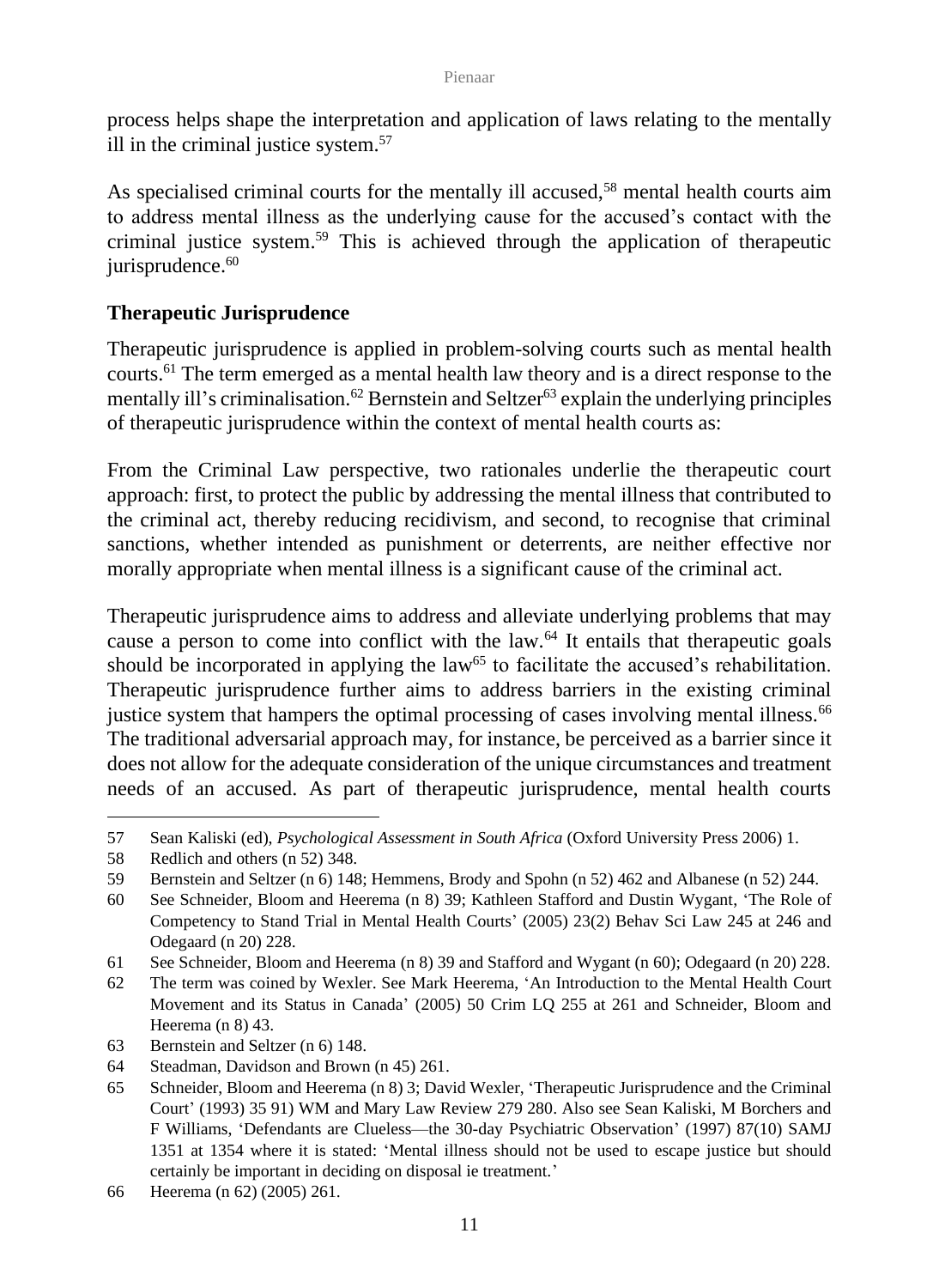process helps shape the interpretation and application of laws relating to the mentally ill in the criminal justice system.[57]

As specialised criminal courts for the mentally ill accused,[58] mental health courts aim to address mental illness as the underlying cause for the accused's contact with the criminal justice system.[59] This is achieved through the application of therapeutic jurisprudence.[60]

## Therapeutic Jurisprudence

Therapeutic jurisprudence is applied in problem-solving courts such as mental health courts.[61] The term emerged as a mental health law theory and is a direct response to the mentally ill's criminalisation.[62] Bernstein and Seltzer[63] explain the underlying principles of therapeutic jurisprudence within the context of mental health courts as:

From the Criminal Law perspective, two rationales underlie the therapeutic court approach: first, to protect the public by addressing the mental illness that contributed to the criminal act, thereby reducing recidivism, and second, to recognise that criminal sanctions, whether intended as punishment or deterrents, are neither effective nor morally appropriate when mental illness is a significant cause of the criminal act.

Therapeutic jurisprudence aims to address and alleviate underlying problems that may cause a person to come into conflict with the law.[64] It entails that therapeutic goals should be incorporated in applying the law[65] to facilitate the accused's rehabilitation. Therapeutic jurisprudence further aims to address barriers in the existing criminal justice system that hampers the optimal processing of cases involving mental illness.[66] The traditional adversarial approach may, for instance, be perceived as a barrier since it does not allow for the adequate consideration of the unique circumstances and treatment needs of an accused. As part of therapeutic jurisprudence, mental health courts

---

57 Sean Kaliski (ed), *Psychological Assessment in South Africa* (Oxford University Press 2006) 1.

58 Redlich and others (n 52) 348.

59 Bernstein and Seltzer (n 6) 148; Hemmens, Brody and Spohn (n 52) 462 and Albanese (n 52) 244.

60 See Schneider, Bloom and Heerema (n 8) 39; Kathleen Stafford and Dustin Wygant, 'The Role of Competency to Stand Trial in Mental Health Courts' (2005) 23(2) Behav Sci Law 245 at 246 and Odegaard (n 20) 228.

61 See Schneider, Bloom and Heerema (n 8) 39 and Stafford and Wygant (n 60); Odegaard (n 20) 228.

62 The term was coined by Wexler. See Mark Heerema, 'An Introduction to the Mental Health Court Movement and its Status in Canada' (2005) 50 Crim LQ 255 at 261 and Schneider, Bloom and Heerema (n 8) 43.

63 Bernstein and Seltzer (n 6) 148.

64 Steadman, Davidson and Brown (n 45) 261.

65 Schneider, Bloom and Heerema (n 8) 3; David Wexler, 'Therapeutic Jurisprudence and the Criminal Court' (1993) 35 91) WM and Mary Law Review 279 280. Also see Sean Kaliski, M Borchers and F Williams, 'Defendants are Clueless—the 30-day Psychiatric Observation' (1997) 87(10) SAMJ 1351 at 1354 where it is stated: 'Mental illness should not be used to escape justice but should certainly be important in deciding on disposal ie treatment.'

66 Heerema (n 62) (2005) 261.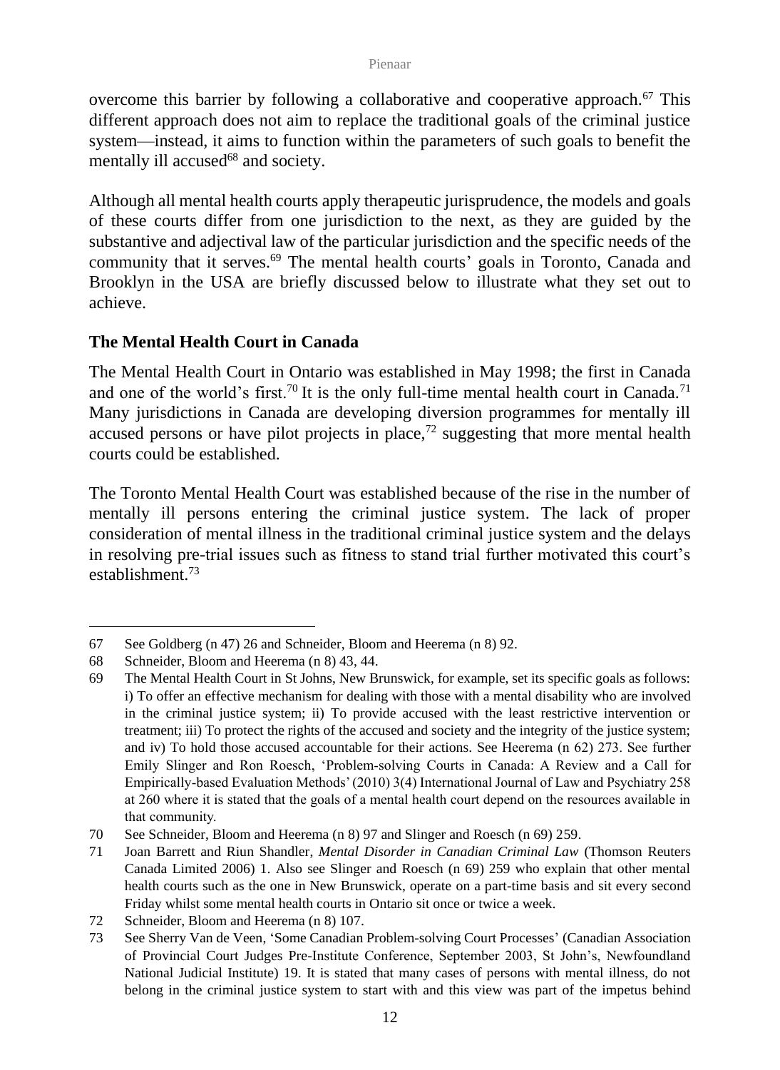overcome this barrier by following a collaborative and cooperative approach.[67] This different approach does not aim to replace the traditional goals of the criminal justice system—instead, it aims to function within the parameters of such goals to benefit the mentally ill accused[68] and society.

Although all mental health courts apply therapeutic jurisprudence, the models and goals of these courts differ from one jurisdiction to the next, as they are guided by the substantive and adjectival law of the particular jurisdiction and the specific needs of the community that it serves.[69] The mental health courts' goals in Toronto, Canada and Brooklyn in the USA are briefly discussed below to illustrate what they set out to achieve.

## The Mental Health Court in Canada

The Mental Health Court in Ontario was established in May 1998; the first in Canada and one of the world's first.[70] It is the only full-time mental health court in Canada.[71] Many jurisdictions in Canada are developing diversion programmes for mentally ill accused persons or have pilot projects in place,[72] suggesting that more mental health courts could be established.

The Toronto Mental Health Court was established because of the rise in the number of mentally ill persons entering the criminal justice system. The lack of proper consideration of mental illness in the traditional criminal justice system and the delays in resolving pre-trial issues such as fitness to stand trial further motivated this court's establishment.[73]

---

67 See Goldberg (n 47) 26 and Schneider, Bloom and Heerema (n 8) 92.

68 Schneider, Bloom and Heerema (n 8) 43, 44.

69 The Mental Health Court in St Johns, New Brunswick, for example, set its specific goals as follows: i) To offer an effective mechanism for dealing with those with a mental disability who are involved in the criminal justice system; ii) To provide accused with the least restrictive intervention or treatment; iii) To protect the rights of the accused and society and the integrity of the justice system; and iv) To hold those accused accountable for their actions. See Heerema (n 62) 273. See further Emily Slinger and Ron Roesch, 'Problem-solving Courts in Canada: A Review and a Call for Empirically-based Evaluation Methods' (2010) 3(4) International Journal of Law and Psychiatry 258 at 260 where it is stated that the goals of a mental health court depend on the resources available in that community.

70 See Schneider, Bloom and Heerema (n 8) 97 and Slinger and Roesch (n 69) 259.

71 Joan Barrett and Riun Shandler, *Mental Disorder in Canadian Criminal Law* (Thomson Reuters Canada Limited 2006) 1. Also see Slinger and Roesch (n 69) 259 who explain that other mental health courts such as the one in New Brunswick, operate on a part-time basis and sit every second Friday whilst some mental health courts in Ontario sit once or twice a week.

72 Schneider, Bloom and Heerema (n 8) 107.

73 See Sherry Van de Veen, 'Some Canadian Problem-solving Court Processes' (Canadian Association of Provincial Court Judges Pre-Institute Conference, September 2003, St John's, Newfoundland National Judicial Institute) 19. It is stated that many cases of persons with mental illness, do not belong in the criminal justice system to start with and this view was part of the impetus behind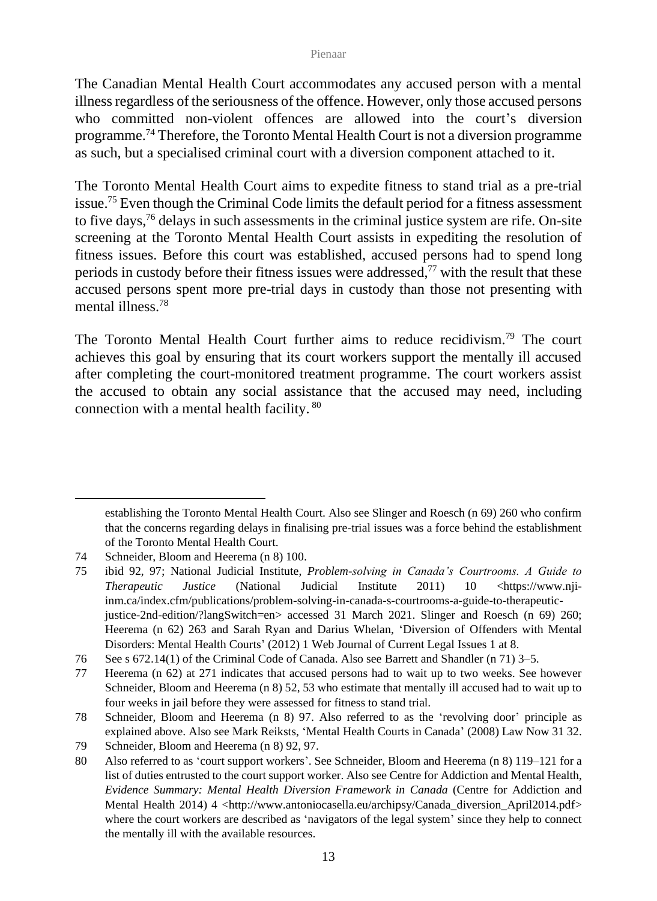The Canadian Mental Health Court accommodates any accused person with a mental illness regardless of the seriousness of the offence. However, only those accused persons who committed non-violent offences are allowed into the court's diversion programme.[74] Therefore, the Toronto Mental Health Court is not a diversion programme as such, but a specialised criminal court with a diversion component attached to it.

The Toronto Mental Health Court aims to expedite fitness to stand trial as a pre-trial issue.[75] Even though the Criminal Code limits the default period for a fitness assessment to five days,[76] delays in such assessments in the criminal justice system are rife. On-site screening at the Toronto Mental Health Court assists in expediting the resolution of fitness issues. Before this court was established, accused persons had to spend long periods in custody before their fitness issues were addressed,[77] with the result that these accused persons spent more pre-trial days in custody than those not presenting with mental illness.[78]

The Toronto Mental Health Court further aims to reduce recidivism.[79] The court achieves this goal by ensuring that its court workers support the mentally ill accused after completing the court-monitored treatment programme. The court workers assist the accused to obtain any social assistance that the accused may need, including connection with a mental health facility.[80]

---

establishing the Toronto Mental Health Court. Also see Slinger and Roesch (n 69) 260 who confirm that the concerns regarding delays in finalising pre-trial issues was a force behind the establishment of the Toronto Mental Health Court.

74 Schneider, Bloom and Heerema (n 8) 100.

75 ibid 92, 97; National Judicial Institute, *Problem-solving in Canada's Courtrooms. A Guide to Therapeutic Justice* (National Judicial Institute 2011) 10 <https://www.nji-inm.ca/index.cfm/publications/problem-solving-in-canada-s-courtrooms-a-guide-to-therapeutic-justice-2nd-edition/?langSwitch=en> accessed 31 March 2021. Slinger and Roesch (n 69) 260; Heerema (n 62) 263 and Sarah Ryan and Darius Whelan, 'Diversion of Offenders with Mental Disorders: Mental Health Courts' (2012) 1 Web Journal of Current Legal Issues 1 at 8.

76 See s 672.14(1) of the Criminal Code of Canada. Also see Barrett and Shandler (n 71) 3–5.

77 Heerema (n 62) at 271 indicates that accused persons had to wait up to two weeks. See however Schneider, Bloom and Heerema (n 8) 52, 53 who estimate that mentally ill accused had to wait up to four weeks in jail before they were assessed for fitness to stand trial.

78 Schneider, Bloom and Heerema (n 8) 97. Also referred to as the 'revolving door' principle as explained above. Also see Mark Reiksts, 'Mental Health Courts in Canada' (2008) Law Now 31 32.

79 Schneider, Bloom and Heerema (n 8) 92, 97.

80 Also referred to as 'court support workers'. See Schneider, Bloom and Heerema (n 8) 119–121 for a list of duties entrusted to the court support worker. Also see Centre for Addiction and Mental Health, *Evidence Summary: Mental Health Diversion Framework in Canada* (Centre for Addiction and Mental Health 2014) 4 <http://www.antoniocasella.eu/archipsy/Canada_diversion_April2014.pdf> where the court workers are described as 'navigators of the legal system' since they help to connect the mentally ill with the available resources.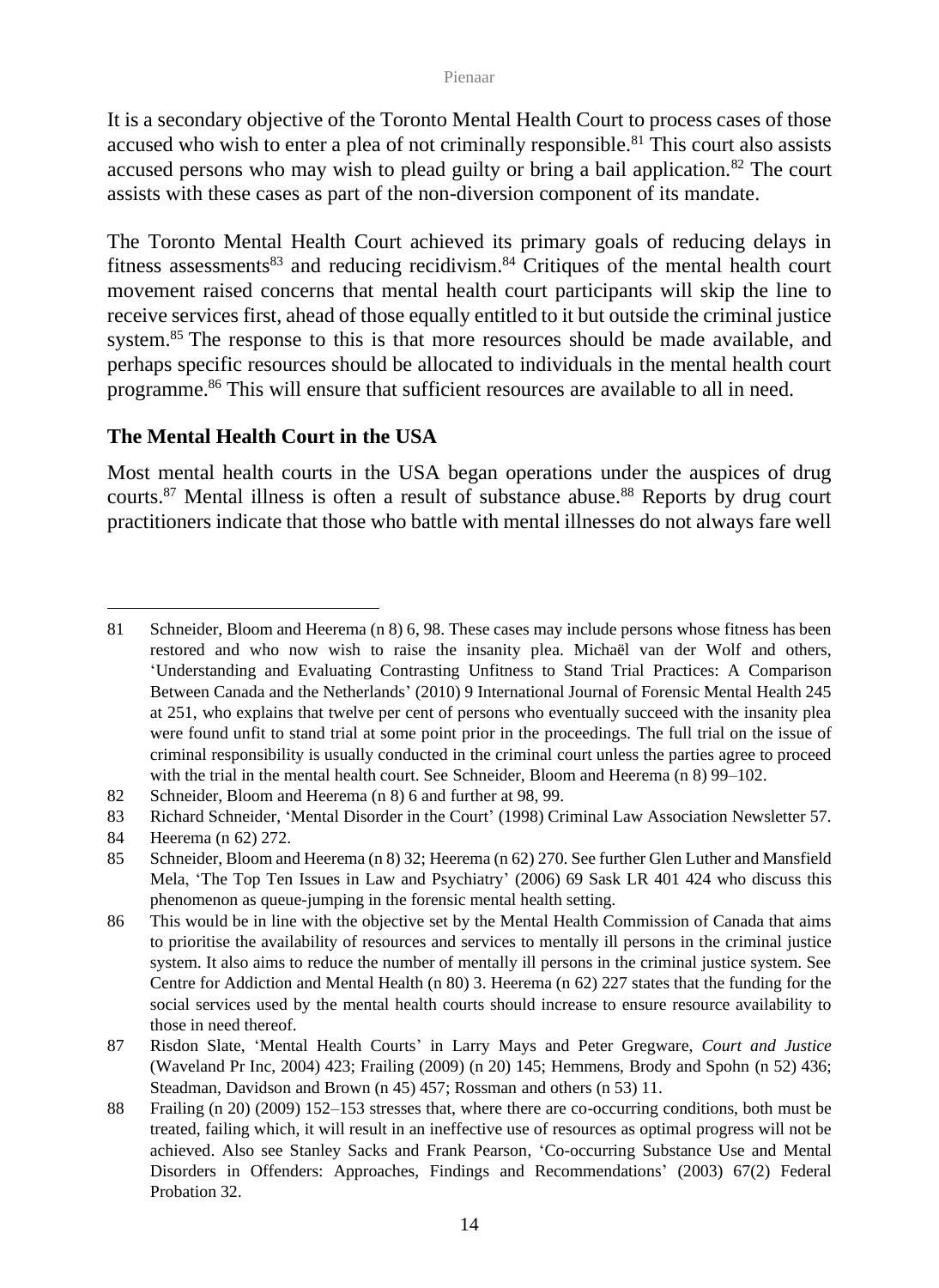It is a secondary objective of the Toronto Mental Health Court to process cases of those accused who wish to enter a plea of not criminally responsible.[81] This court also assists accused persons who may wish to plead guilty or bring a bail application.[82] The court assists with these cases as part of the non-diversion component of its mandate.

The Toronto Mental Health Court achieved its primary goals of reducing delays in fitness assessments[83] and reducing recidivism.[84] Critiques of the mental health court movement raised concerns that mental health court participants will skip the line to receive services first, ahead of those equally entitled to it but outside the criminal justice system.[85] The response to this is that more resources should be made available, and perhaps specific resources should be allocated to individuals in the mental health court programme.[86] This will ensure that sufficient resources are available to all in need.

## The Mental Health Court in the USA

Most mental health courts in the USA began operations under the auspices of drug courts.[87] Mental illness is often a result of substance abuse.[88] Reports by drug court practitioners indicate that those who battle with mental illnesses do not always fare well

---

81 Schneider, Bloom and Heerema (n 8) 6, 98. These cases may include persons whose fitness has been restored and who now wish to raise the insanity plea. Michaël van der Wolf and others, 'Understanding and Evaluating Contrasting Unfitness to Stand Trial Practices: A Comparison Between Canada and the Netherlands' (2010) 9 International Journal of Forensic Mental Health 245 at 251, who explains that twelve per cent of persons who eventually succeed with the insanity plea were found unfit to stand trial at some point prior in the proceedings. The full trial on the issue of criminal responsibility is usually conducted in the criminal court unless the parties agree to proceed with the trial in the mental health court. See Schneider, Bloom and Heerema (n 8) 99–102.

82 Schneider, Bloom and Heerema (n 8) 6 and further at 98, 99.

83 Richard Schneider, 'Mental Disorder in the Court' (1998) Criminal Law Association Newsletter 57.

84 Heerema (n 62) 272.

85 Schneider, Bloom and Heerema (n 8) 32; Heerema (n 62) 270. See further Glen Luther and Mansfield Mela, 'The Top Ten Issues in Law and Psychiatry' (2006) 69 Sask LR 401 424 who discuss this phenomenon as queue-jumping in the forensic mental health setting.

86 This would be in line with the objective set by the Mental Health Commission of Canada that aims to prioritise the availability of resources and services to mentally ill persons in the criminal justice system. It also aims to reduce the number of mentally ill persons in the criminal justice system. See Centre for Addiction and Mental Health (n 80) 3. Heerema (n 62) 227 states that the funding for the social services used by the mental health courts should increase to ensure resource availability to those in need thereof.

87 Risdon Slate, 'Mental Health Courts' in Larry Mays and Peter Gregware, *Court and Justice* (Waveland Pr Inc, 2004) 423; Frailing (2009) (n 20) 145; Hemmens, Brody and Spohn (n 52) 436; Steadman, Davidson and Brown (n 45) 457; Rossman and others (n 53) 11.

88 Frailing (n 20) (2009) 152–153 stresses that, where there are co-occurring conditions, both must be treated, failing which, it will result in an ineffective use of resources as optimal progress will not be achieved. Also see Stanley Sacks and Frank Pearson, 'Co-occurring Substance Use and Mental Disorders in Offenders: Approaches, Findings and Recommendations' (2003) 67(2) Federal Probation 32.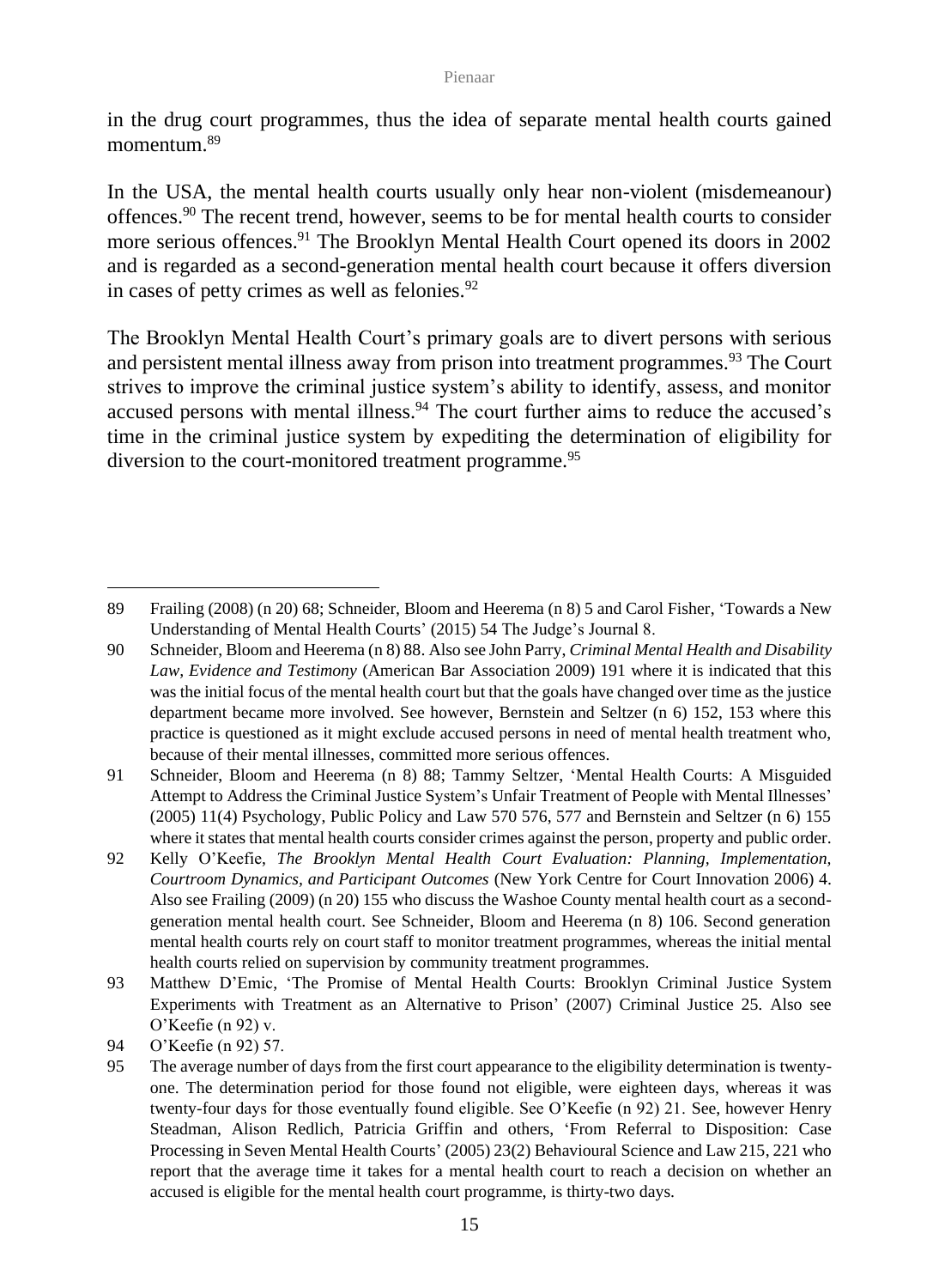in the drug court programmes, thus the idea of separate mental health courts gained momentum.[89]

In the USA, the mental health courts usually only hear non-violent (misdemeanour) offences.[90] The recent trend, however, seems to be for mental health courts to consider more serious offences.[91] The Brooklyn Mental Health Court opened its doors in 2002 and is regarded as a second-generation mental health court because it offers diversion in cases of petty crimes as well as felonies.[92]

The Brooklyn Mental Health Court's primary goals are to divert persons with serious and persistent mental illness away from prison into treatment programmes.[93] The Court strives to improve the criminal justice system's ability to identify, assess, and monitor accused persons with mental illness.[94] The court further aims to reduce the accused's time in the criminal justice system by expediting the determination of eligibility for diversion to the court-monitored treatment programme.[95]

---

89 Frailing (2008) (n 20) 68; Schneider, Bloom and Heerema (n 8) 5 and Carol Fisher, 'Towards a New Understanding of Mental Health Courts' (2015) 54 The Judge's Journal 8.

90 Schneider, Bloom and Heerema (n 8) 88. Also see John Parry, *Criminal Mental Health and Disability Law, Evidence and Testimony* (American Bar Association 2009) 191 where it is indicated that this was the initial focus of the mental health court but that the goals have changed over time as the justice department became more involved. See however, Bernstein and Seltzer (n 6) 152, 153 where this practice is questioned as it might exclude accused persons in need of mental health treatment who, because of their mental illnesses, committed more serious offences.

91 Schneider, Bloom and Heerema (n 8) 88; Tammy Seltzer, 'Mental Health Courts: A Misguided Attempt to Address the Criminal Justice System's Unfair Treatment of People with Mental Illnesses' (2005) 11(4) Psychology, Public Policy and Law 570 576, 577 and Bernstein and Seltzer (n 6) 155 where it states that mental health courts consider crimes against the person, property and public order.

92 Kelly O'Keefie, *The Brooklyn Mental Health Court Evaluation: Planning, Implementation, Courtroom Dynamics, and Participant Outcomes* (New York Centre for Court Innovation 2006) 4. Also see Frailing (2009) (n 20) 155 who discuss the Washoe County mental health court as a second-generation mental health court. See Schneider, Bloom and Heerema (n 8) 106. Second generation mental health courts rely on court staff to monitor treatment programmes, whereas the initial mental health courts relied on supervision by community treatment programmes.

93 Matthew D'Emic, 'The Promise of Mental Health Courts: Brooklyn Criminal Justice System Experiments with Treatment as an Alternative to Prison' (2007) Criminal Justice 25. Also see O'Keefie (n 92) v.

94 O'Keefie (n 92) 57.

95 The average number of days from the first court appearance to the eligibility determination is twenty-one. The determination period for those found not eligible, were eighteen days, whereas it was twenty-four days for those eventually found eligible. See O'Keefie (n 92) 21. See, however Henry Steadman, Alison Redlich, Patricia Griffin and others, 'From Referral to Disposition: Case Processing in Seven Mental Health Courts' (2005) 23(2) Behavioural Science and Law 215, 221 who report that the average time it takes for a mental health court to reach a decision on whether an accused is eligible for the mental health court programme, is thirty-two days.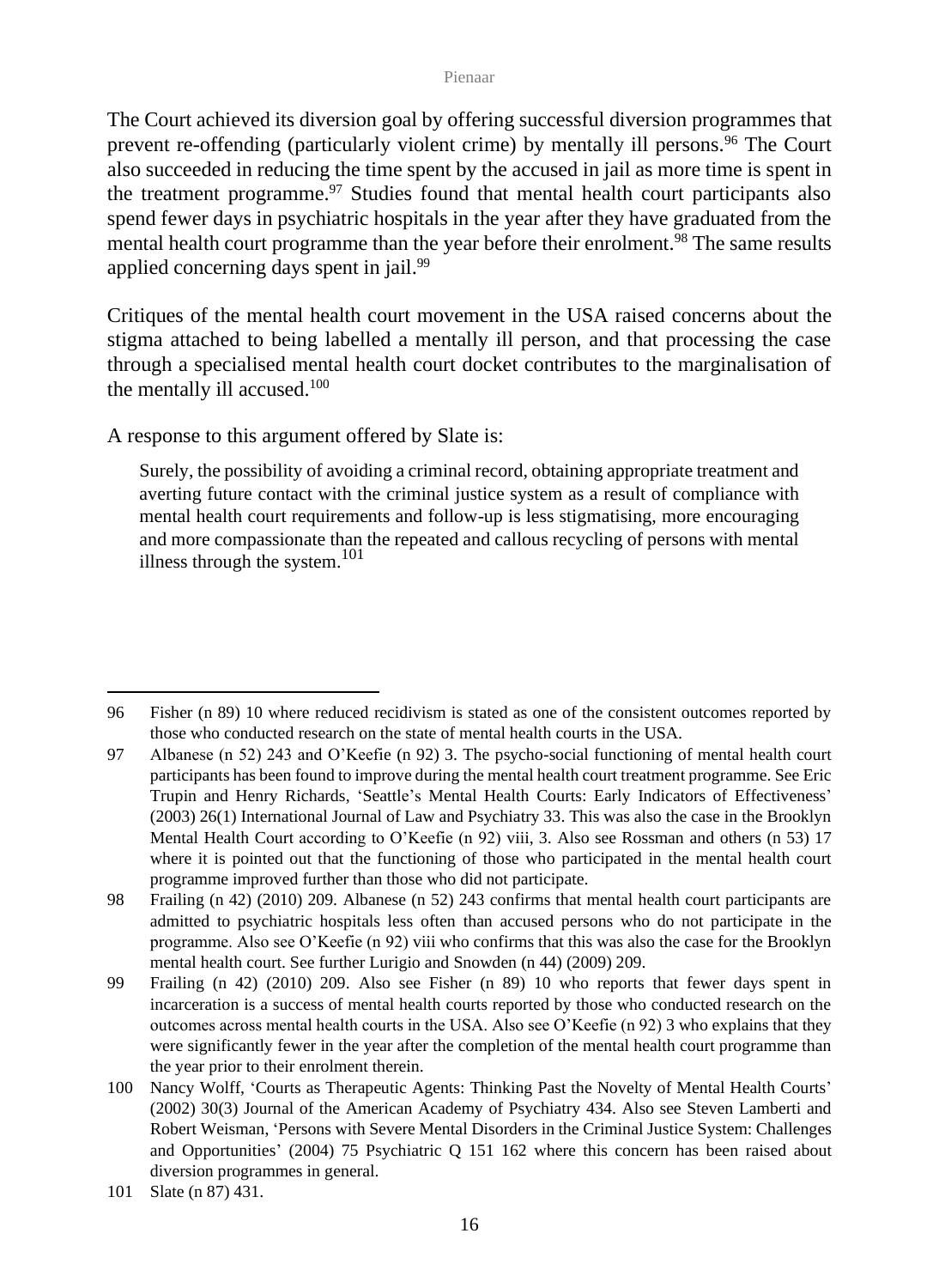The Court achieved its diversion goal by offering successful diversion programmes that prevent re-offending (particularly violent crime) by mentally ill persons.[96] The Court also succeeded in reducing the time spent by the accused in jail as more time is spent in the treatment programme.[97] Studies found that mental health court participants also spend fewer days in psychiatric hospitals in the year after they have graduated from the mental health court programme than the year before their enrolment.[98] The same results applied concerning days spent in jail.[99]

Critiques of the mental health court movement in the USA raised concerns about the stigma attached to being labelled a mentally ill person, and that processing the case through a specialised mental health court docket contributes to the marginalisation of the mentally ill accused.[100]

A response to this argument offered by Slate is:

> Surely, the possibility of avoiding a criminal record, obtaining appropriate treatment and averting future contact with the criminal justice system as a result of compliance with mental health court requirements and follow-up is less stigmatising, more encouraging and more compassionate than the repeated and callous recycling of persons with mental illness through the system.[101]

---

96 Fisher (n 89) 10 where reduced recidivism is stated as one of the consistent outcomes reported by those who conducted research on the state of mental health courts in the USA.

97 Albanese (n 52) 243 and O'Keefie (n 92) 3. The psycho-social functioning of mental health court participants has been found to improve during the mental health court treatment programme. See Eric Trupin and Henry Richards, 'Seattle's Mental Health Courts: Early Indicators of Effectiveness' (2003) 26(1) International Journal of Law and Psychiatry 33. This was also the case in the Brooklyn Mental Health Court according to O'Keefie (n 92) viii, 3. Also see Rossman and others (n 53) 17 where it is pointed out that the functioning of those who participated in the mental health court programme improved further than those who did not participate.

98 Frailing (n 42) (2010) 209. Albanese (n 52) 243 confirms that mental health court participants are admitted to psychiatric hospitals less often than accused persons who do not participate in the programme. Also see O'Keefie (n 92) viii who confirms that this was also the case for the Brooklyn mental health court. See further Lurigio and Snowden (n 44) (2009) 209.

99 Frailing (n 42) (2010) 209. Also see Fisher (n 89) 10 who reports that fewer days spent in incarceration is a success of mental health courts reported by those who conducted research on the outcomes across mental health courts in the USA. Also see O'Keefie (n 92) 3 who explains that they were significantly fewer in the year after the completion of the mental health court programme than the year prior to their enrolment therein.

100 Nancy Wolff, 'Courts as Therapeutic Agents: Thinking Past the Novelty of Mental Health Courts' (2002) 30(3) Journal of the American Academy of Psychiatry 434. Also see Steven Lamberti and Robert Weisman, 'Persons with Severe Mental Disorders in the Criminal Justice System: Challenges and Opportunities' (2004) 75 Psychiatric Q 151 162 where this concern has been raised about diversion programmes in general.

101 Slate (n 87) 431.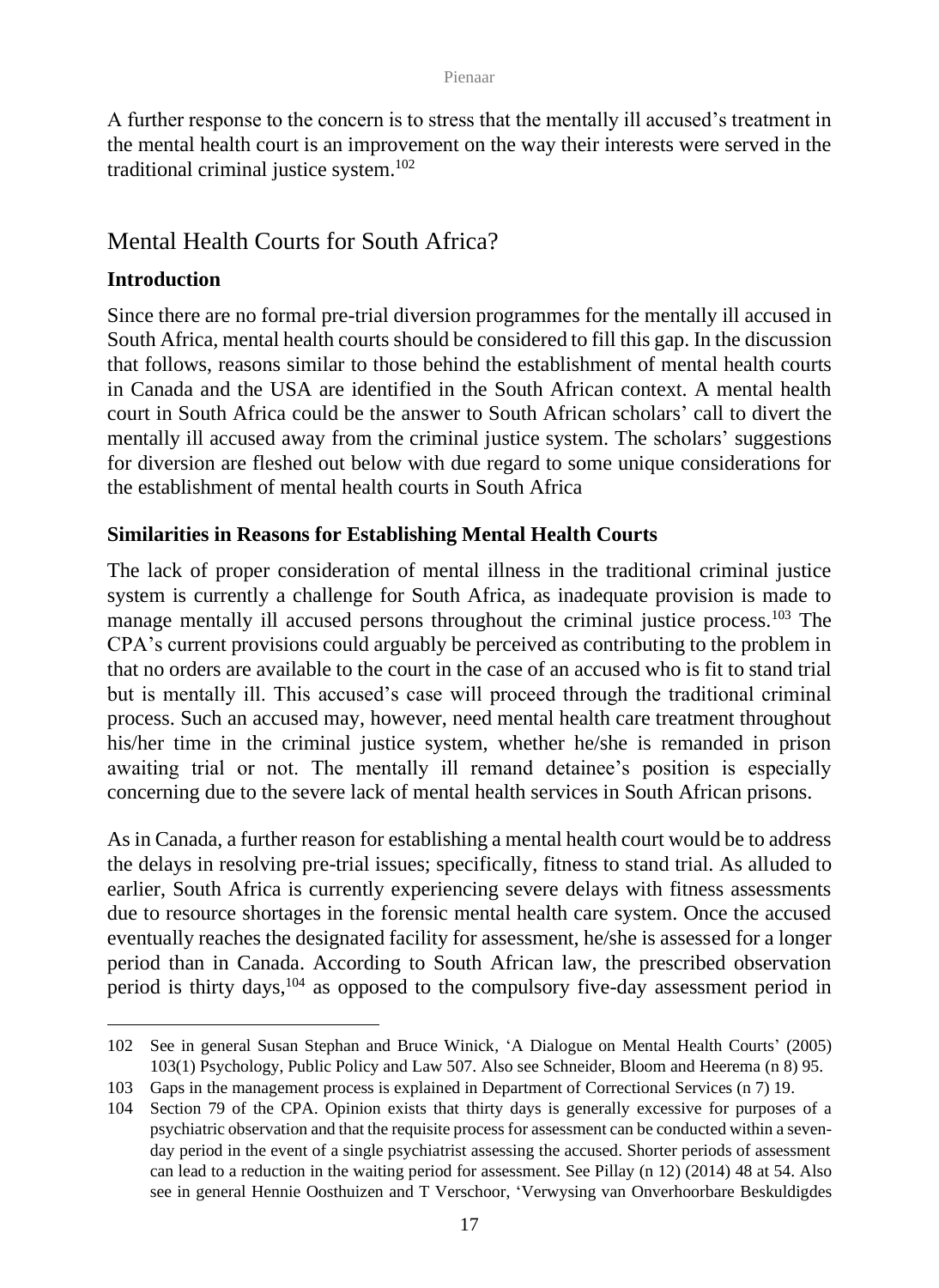A further response to the concern is to stress that the mentally ill accused's treatment in the mental health court is an improvement on the way their interests were served in the traditional criminal justice system.[102]

## Mental Health Courts for South Africa?

### Introduction

Since there are no formal pre-trial diversion programmes for the mentally ill accused in South Africa, mental health courts should be considered to fill this gap. In the discussion that follows, reasons similar to those behind the establishment of mental health courts in Canada and the USA are identified in the South African context. A mental health court in South Africa could be the answer to South African scholars' call to divert the mentally ill accused away from the criminal justice system. The scholars' suggestions for diversion are fleshed out below with due regard to some unique considerations for the establishment of mental health courts in South Africa

### Similarities in Reasons for Establishing Mental Health Courts

The lack of proper consideration of mental illness in the traditional criminal justice system is currently a challenge for South Africa, as inadequate provision is made to manage mentally ill accused persons throughout the criminal justice process.[103] The CPA's current provisions could arguably be perceived as contributing to the problem in that no orders are available to the court in the case of an accused who is fit to stand trial but is mentally ill. This accused's case will proceed through the traditional criminal process. Such an accused may, however, need mental health care treatment throughout his/her time in the criminal justice system, whether he/she is remanded in prison awaiting trial or not. The mentally ill remand detainee's position is especially concerning due to the severe lack of mental health services in South African prisons.

As in Canada, a further reason for establishing a mental health court would be to address the delays in resolving pre-trial issues; specifically, fitness to stand trial. As alluded to earlier, South Africa is currently experiencing severe delays with fitness assessments due to resource shortages in the forensic mental health care system. Once the accused eventually reaches the designated facility for assessment, he/she is assessed for a longer period than in Canada. According to South African law, the prescribed observation period is thirty days,[104] as opposed to the compulsory five-day assessment period in

---

102 See in general Susan Stephan and Bruce Winick, 'A Dialogue on Mental Health Courts' (2005) 103(1) Psychology, Public Policy and Law 507. Also see Schneider, Bloom and Heerema (n 8) 95.

103 Gaps in the management process is explained in Department of Correctional Services (n 7) 19.

104 Section 79 of the CPA. Opinion exists that thirty days is generally excessive for purposes of a psychiatric observation and that the requisite process for assessment can be conducted within a seven-day period in the event of a single psychiatrist assessing the accused. Shorter periods of assessment can lead to a reduction in the waiting period for assessment. See Pillay (n 12) (2014) 48 at 54. Also see in general Hennie Oosthuizen and T Verschoor, 'Verwysing van Onverhoorbare Beskuldigdes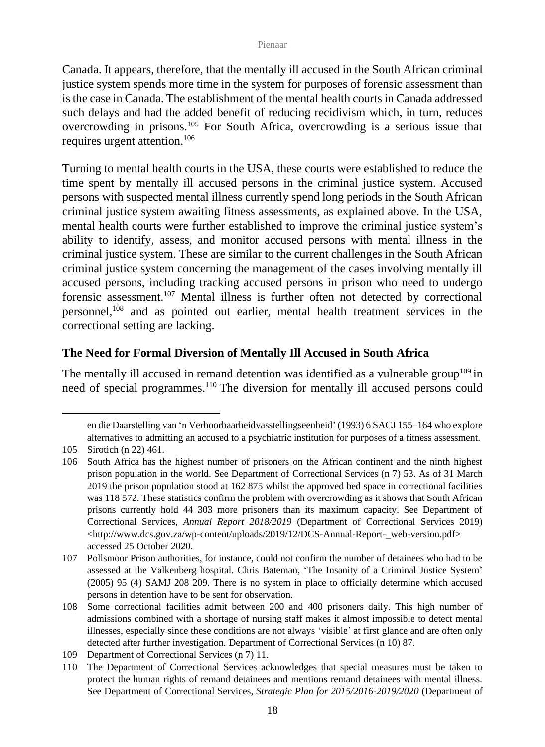Canada. It appears, therefore, that the mentally ill accused in the South African criminal justice system spends more time in the system for purposes of forensic assessment than is the case in Canada. The establishment of the mental health courts in Canada addressed such delays and had the added benefit of reducing recidivism which, in turn, reduces overcrowding in prisons.[105] For South Africa, overcrowding is a serious issue that requires urgent attention.[106]

Turning to mental health courts in the USA, these courts were established to reduce the time spent by mentally ill accused persons in the criminal justice system. Accused persons with suspected mental illness currently spend long periods in the South African criminal justice system awaiting fitness assessments, as explained above. In the USA, mental health courts were further established to improve the criminal justice system's ability to identify, assess, and monitor accused persons with mental illness in the criminal justice system. These are similar to the current challenges in the South African criminal justice system concerning the management of the cases involving mentally ill accused persons, including tracking accused persons in prison who need to undergo forensic assessment.[107] Mental illness is further often not detected by correctional personnel,[108] and as pointed out earlier, mental health treatment services in the correctional setting are lacking.

## The Need for Formal Diversion of Mentally Ill Accused in South Africa

The mentally ill accused in remand detention was identified as a vulnerable group[109] in need of special programmes.[110] The diversion for mentally ill accused persons could

---

en die Daarstelling van 'n Verhoorbaarheidvasstellingseenheid' (1993) 6 SACJ 155–164 who explore alternatives to admitting an accused to a psychiatric institution for purposes of a fitness assessment.

105 Sirotich (n 22) 461.

106 South Africa has the highest number of prisoners on the African continent and the ninth highest prison population in the world. See Department of Correctional Services (n 7) 53. As of 31 March 2019 the prison population stood at 162 875 whilst the approved bed space in correctional facilities was 118 572. These statistics confirm the problem with overcrowding as it shows that South African prisons currently hold 44 303 more prisoners than its maximum capacity. See Department of Correctional Services, *Annual Report 2018/2019* (Department of Correctional Services 2019) <http://www.dcs.gov.za/wp-content/uploads/2019/12/DCS-Annual-Report-_web-version.pdf> accessed 25 October 2020.

107 Pollsmoor Prison authorities, for instance, could not confirm the number of detainees who had to be assessed at the Valkenberg hospital. Chris Bateman, 'The Insanity of a Criminal Justice System' (2005) 95 (4) SAMJ 208 209. There is no system in place to officially determine which accused persons in detention have to be sent for observation.

108 Some correctional facilities admit between 200 and 400 prisoners daily. This high number of admissions combined with a shortage of nursing staff makes it almost impossible to detect mental illnesses, especially since these conditions are not always 'visible' at first glance and are often only detected after further investigation. Department of Correctional Services (n 10) 87.

109 Department of Correctional Services (n 7) 11.

110 The Department of Correctional Services acknowledges that special measures must be taken to protect the human rights of remand detainees and mentions remand detainees with mental illness. See Department of Correctional Services, *Strategic Plan for 2015/2016-2019/2020* (Department of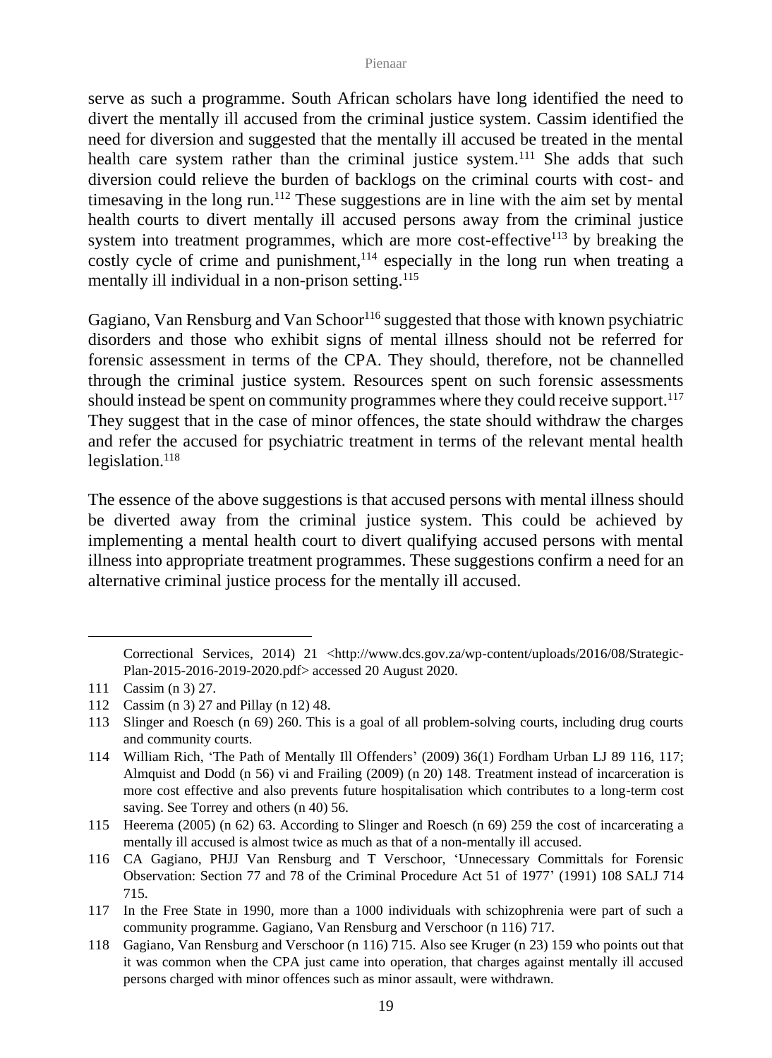serve as such a programme. South African scholars have long identified the need to divert the mentally ill accused from the criminal justice system. Cassim identified the need for diversion and suggested that the mentally ill accused be treated in the mental health care system rather than the criminal justice system.[111] She adds that such diversion could relieve the burden of backlogs on the criminal courts with cost- and timesaving in the long run.[112] These suggestions are in line with the aim set by mental health courts to divert mentally ill accused persons away from the criminal justice system into treatment programmes, which are more cost-effective[113] by breaking the costly cycle of crime and punishment,[114] especially in the long run when treating a mentally ill individual in a non-prison setting.[115]

Gagiano, Van Rensburg and Van Schoor[116] suggested that those with known psychiatric disorders and those who exhibit signs of mental illness should not be referred for forensic assessment in terms of the CPA. They should, therefore, not be channelled through the criminal justice system. Resources spent on such forensic assessments should instead be spent on community programmes where they could receive support.[117] They suggest that in the case of minor offences, the state should withdraw the charges and refer the accused for psychiatric treatment in terms of the relevant mental health legislation.[118]

The essence of the above suggestions is that accused persons with mental illness should be diverted away from the criminal justice system. This could be achieved by implementing a mental health court to divert qualifying accused persons with mental illness into appropriate treatment programmes. These suggestions confirm a need for an alternative criminal justice process for the mentally ill accused.

---

Correctional Services, 2014) 21 <http://www.dcs.gov.za/wp-content/uploads/2016/08/Strategic-Plan-2015-2016-2019-2020.pdf> accessed 20 August 2020.

111 Cassim (n 3) 27.

112 Cassim (n 3) 27 and Pillay (n 12) 48.

113 Slinger and Roesch (n 69) 260. This is a goal of all problem-solving courts, including drug courts and community courts.

114 William Rich, 'The Path of Mentally Ill Offenders' (2009) 36(1) Fordham Urban LJ 89 116, 117; Almquist and Dodd (n 56) vi and Frailing (2009) (n 20) 148. Treatment instead of incarceration is more cost effective and also prevents future hospitalisation which contributes to a long-term cost saving. See Torrey and others (n 40) 56.

115 Heerema (2005) (n 62) 63. According to Slinger and Roesch (n 69) 259 the cost of incarcerating a mentally ill accused is almost twice as much as that of a non-mentally ill accused.

116 CA Gagiano, PHJJ Van Rensburg and T Verschoor, 'Unnecessary Committals for Forensic Observation: Section 77 and 78 of the Criminal Procedure Act 51 of 1977' (1991) 108 SALJ 714 715.

117 In the Free State in 1990, more than a 1000 individuals with schizophrenia were part of such a community programme. Gagiano, Van Rensburg and Verschoor (n 116) 717.

118 Gagiano, Van Rensburg and Verschoor (n 116) 715. Also see Kruger (n 23) 159 who points out that it was common when the CPA just came into operation, that charges against mentally ill accused persons charged with minor offences such as minor assault, were withdrawn.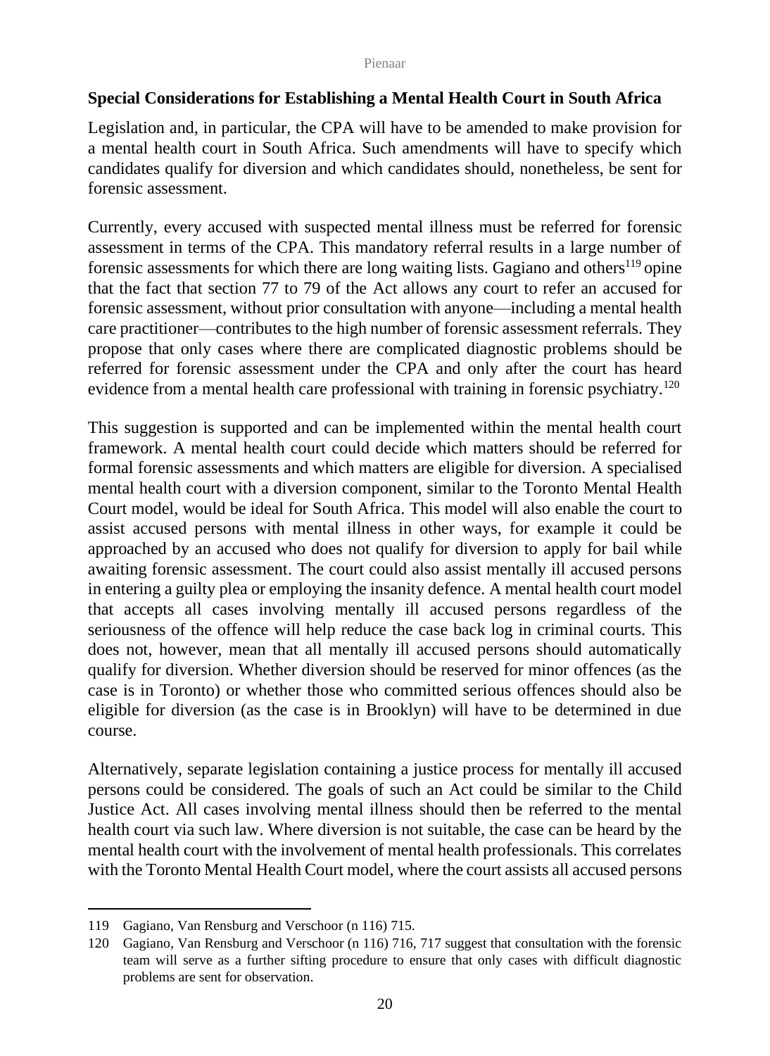## Special Considerations for Establishing a Mental Health Court in South Africa

Legislation and, in particular, the CPA will have to be amended to make provision for a mental health court in South Africa. Such amendments will have to specify which candidates qualify for diversion and which candidates should, nonetheless, be sent for forensic assessment.

Currently, every accused with suspected mental illness must be referred for forensic assessment in terms of the CPA. This mandatory referral results in a large number of forensic assessments for which there are long waiting lists. Gagiano and others[119] opine that the fact that section 77 to 79 of the Act allows any court to refer an accused for forensic assessment, without prior consultation with anyone—including a mental health care practitioner—contributes to the high number of forensic assessment referrals. They propose that only cases where there are complicated diagnostic problems should be referred for forensic assessment under the CPA and only after the court has heard evidence from a mental health care professional with training in forensic psychiatry.[120]

This suggestion is supported and can be implemented within the mental health court framework. A mental health court could decide which matters should be referred for formal forensic assessments and which matters are eligible for diversion. A specialised mental health court with a diversion component, similar to the Toronto Mental Health Court model, would be ideal for South Africa. This model will also enable the court to assist accused persons with mental illness in other ways, for example it could be approached by an accused who does not qualify for diversion to apply for bail while awaiting forensic assessment. The court could also assist mentally ill accused persons in entering a guilty plea or employing the insanity defence. A mental health court model that accepts all cases involving mentally ill accused persons regardless of the seriousness of the offence will help reduce the case back log in criminal courts. This does not, however, mean that all mentally ill accused persons should automatically qualify for diversion. Whether diversion should be reserved for minor offences (as the case is in Toronto) or whether those who committed serious offences should also be eligible for diversion (as the case is in Brooklyn) will have to be determined in due course.

Alternatively, separate legislation containing a justice process for mentally ill accused persons could be considered. The goals of such an Act could be similar to the Child Justice Act. All cases involving mental illness should then be referred to the mental health court via such law. Where diversion is not suitable, the case can be heard by the mental health court with the involvement of mental health professionals. This correlates with the Toronto Mental Health Court model, where the court assists all accused persons

---

119 Gagiano, Van Rensburg and Verschoor (n 116) 715.

120 Gagiano, Van Rensburg and Verschoor (n 116) 716, 717 suggest that consultation with the forensic team will serve as a further sifting procedure to ensure that only cases with difficult diagnostic problems are sent for observation.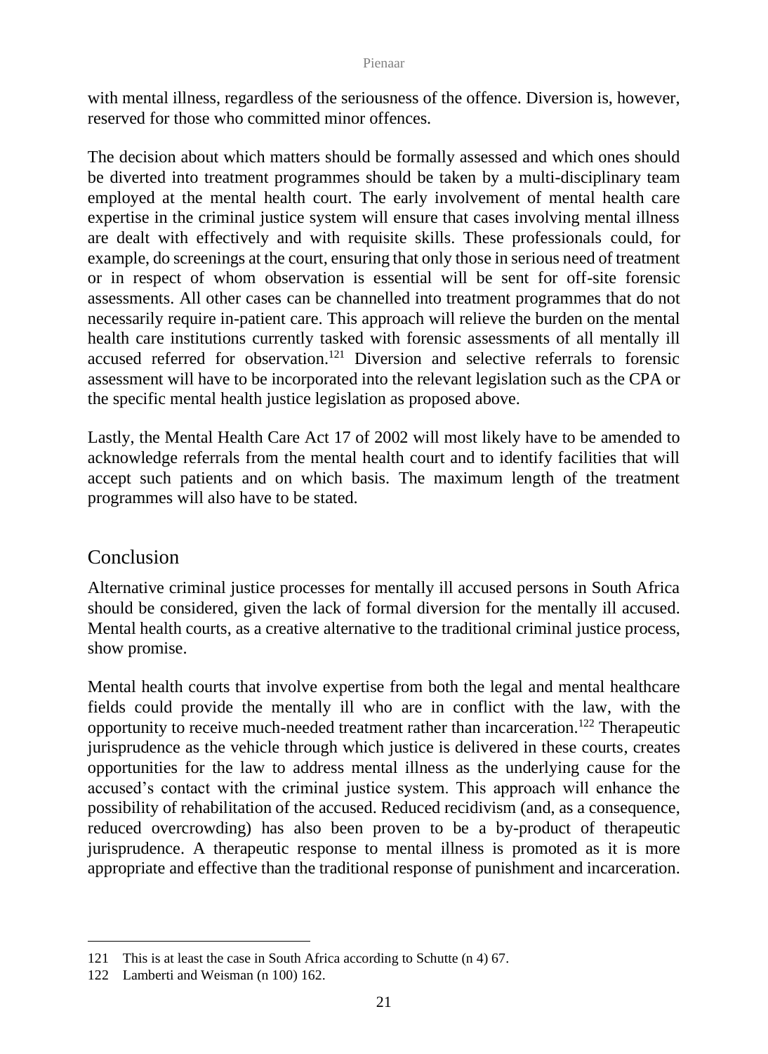with mental illness, regardless of the seriousness of the offence. Diversion is, however, reserved for those who committed minor offences.

The decision about which matters should be formally assessed and which ones should be diverted into treatment programmes should be taken by a multi-disciplinary team employed at the mental health court. The early involvement of mental health care expertise in the criminal justice system will ensure that cases involving mental illness are dealt with effectively and with requisite skills. These professionals could, for example, do screenings at the court, ensuring that only those in serious need of treatment or in respect of whom observation is essential will be sent for off-site forensic assessments. All other cases can be channelled into treatment programmes that do not necessarily require in-patient care. This approach will relieve the burden on the mental health care institutions currently tasked with forensic assessments of all mentally ill accused referred for observation.[121] Diversion and selective referrals to forensic assessment will have to be incorporated into the relevant legislation such as the CPA or the specific mental health justice legislation as proposed above.

Lastly, the Mental Health Care Act 17 of 2002 will most likely have to be amended to acknowledge referrals from the mental health court and to identify facilities that will accept such patients and on which basis. The maximum length of the treatment programmes will also have to be stated.

## Conclusion

Alternative criminal justice processes for mentally ill accused persons in South Africa should be considered, given the lack of formal diversion for the mentally ill accused. Mental health courts, as a creative alternative to the traditional criminal justice process, show promise.

Mental health courts that involve expertise from both the legal and mental healthcare fields could provide the mentally ill who are in conflict with the law, with the opportunity to receive much-needed treatment rather than incarceration.[122] Therapeutic jurisprudence as the vehicle through which justice is delivered in these courts, creates opportunities for the law to address mental illness as the underlying cause for the accused's contact with the criminal justice system. This approach will enhance the possibility of rehabilitation of the accused. Reduced recidivism (and, as a consequence, reduced overcrowding) has also been proven to be a by-product of therapeutic jurisprudence. A therapeutic response to mental illness is promoted as it is more appropriate and effective than the traditional response of punishment and incarceration.

---

121 This is at least the case in South Africa according to Schutte (n 4) 67.

122 Lamberti and Weisman (n 100) 162.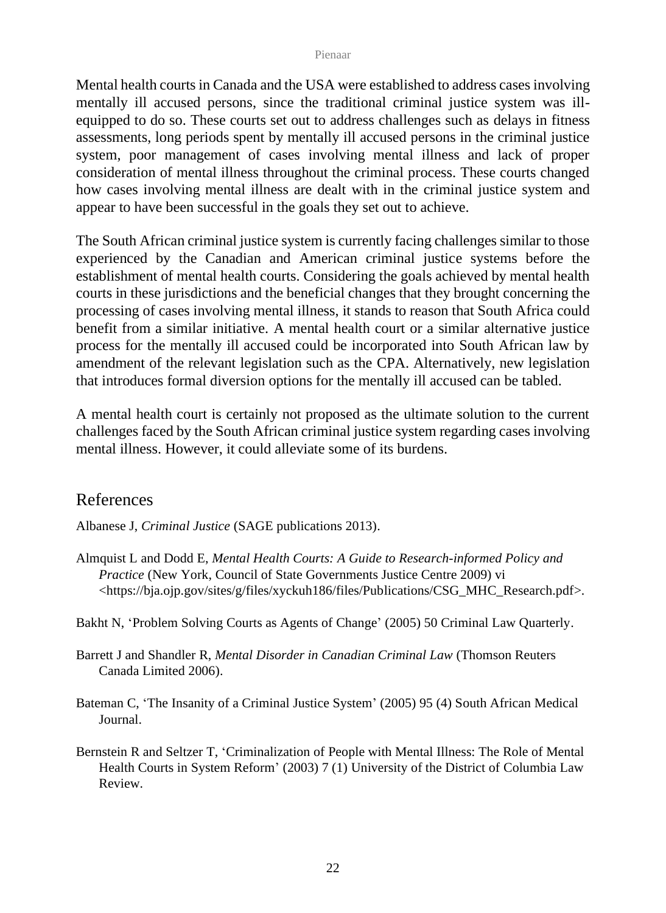Mental health courts in Canada and the USA were established to address cases involving mentally ill accused persons, since the traditional criminal justice system was ill-equipped to do so. These courts set out to address challenges such as delays in fitness assessments, long periods spent by mentally ill accused persons in the criminal justice system, poor management of cases involving mental illness and lack of proper consideration of mental illness throughout the criminal process. These courts changed how cases involving mental illness are dealt with in the criminal justice system and appear to have been successful in the goals they set out to achieve.

The South African criminal justice system is currently facing challenges similar to those experienced by the Canadian and American criminal justice systems before the establishment of mental health courts. Considering the goals achieved by mental health courts in these jurisdictions and the beneficial changes that they brought concerning the processing of cases involving mental illness, it stands to reason that South Africa could benefit from a similar initiative. A mental health court or a similar alternative justice process for the mentally ill accused could be incorporated into South African law by amendment of the relevant legislation such as the CPA. Alternatively, new legislation that introduces formal diversion options for the mentally ill accused can be tabled.

A mental health court is certainly not proposed as the ultimate solution to the current challenges faced by the South African criminal justice system regarding cases involving mental illness. However, it could alleviate some of its burdens.

## References

Albanese J, *Criminal Justice* (SAGE publications 2013).

Almquist L and Dodd E, *Mental Health Courts: A Guide to Research-informed Policy and Practice* (New York, Council of State Governments Justice Centre 2009) vi <https://bja.ojp.gov/sites/g/files/xyckuh186/files/Publications/CSG_MHC_Research.pdf>.

Bakht N, 'Problem Solving Courts as Agents of Change' (2005) 50 Criminal Law Quarterly.

Barrett J and Shandler R, *Mental Disorder in Canadian Criminal Law* (Thomson Reuters Canada Limited 2006).

Bateman C, 'The Insanity of a Criminal Justice System' (2005) 95 (4) South African Medical Journal.

Bernstein R and Seltzer T, 'Criminalization of People with Mental Illness: The Role of Mental Health Courts in System Reform' (2003) 7 (1) University of the District of Columbia Law Review.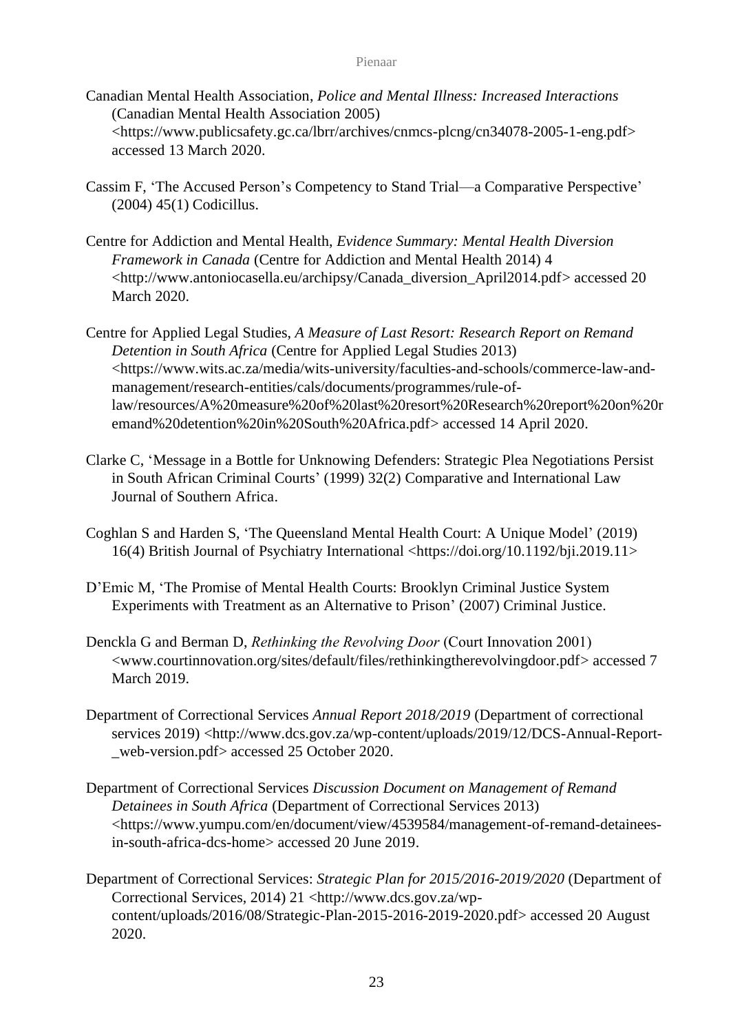Canadian Mental Health Association, *Police and Mental Illness: Increased Interactions* (Canadian Mental Health Association 2005) <https://www.publicsafety.gc.ca/lbrr/archives/cnmcs-plcng/cn34078-2005-1-eng.pdf> accessed 13 March 2020.

Cassim F, 'The Accused Person's Competency to Stand Trial—a Comparative Perspective' (2004) 45(1) Codicillus.

Centre for Addiction and Mental Health, *Evidence Summary: Mental Health Diversion Framework in Canada* (Centre for Addiction and Mental Health 2014) 4 <http://www.antoniocasella.eu/archipsy/Canada_diversion_April2014.pdf> accessed 20 March 2020.

Centre for Applied Legal Studies, *A Measure of Last Resort: Research Report on Remand Detention in South Africa* (Centre for Applied Legal Studies 2013) <https://www.wits.ac.za/media/wits-university/faculties-and-schools/commerce-law-and-management/research-entities/cals/documents/programmes/rule-of-law/resources/A%20measure%20of%20last%20resort%20Research%20report%20on%20remand%20detention%20in%20South%20Africa.pdf> accessed 14 April 2020.

Clarke C, 'Message in a Bottle for Unknowing Defenders: Strategic Plea Negotiations Persist in South African Criminal Courts' (1999) 32(2) Comparative and International Law Journal of Southern Africa.

Coghlan S and Harden S, 'The Queensland Mental Health Court: A Unique Model' (2019) 16(4) British Journal of Psychiatry International <https://doi.org/10.1192/bji.2019.11>

D'Emic M, 'The Promise of Mental Health Courts: Brooklyn Criminal Justice System Experiments with Treatment as an Alternative to Prison' (2007) Criminal Justice.

Denckla G and Berman D, *Rethinking the Revolving Door* (Court Innovation 2001) <www.courtinnovation.org/sites/default/files/rethinkingtherevolvingdoor.pdf> accessed 7 March 2019.

Department of Correctional Services *Annual Report 2018/2019* (Department of correctional services 2019) <http://www.dcs.gov.za/wp-content/uploads/2019/12/DCS-Annual-Report-_web-version.pdf> accessed 25 October 2020.

Department of Correctional Services *Discussion Document on Management of Remand Detainees in South Africa* (Department of Correctional Services 2013) <https://www.yumpu.com/en/document/view/4539584/management-of-remand-detainees-in-south-africa-dcs-home> accessed 20 June 2019.

Department of Correctional Services: *Strategic Plan for 2015/2016-2019/2020* (Department of Correctional Services, 2014) 21 <http://www.dcs.gov.za/wp-content/uploads/2016/08/Strategic-Plan-2015-2016-2019-2020.pdf> accessed 20 August 2020.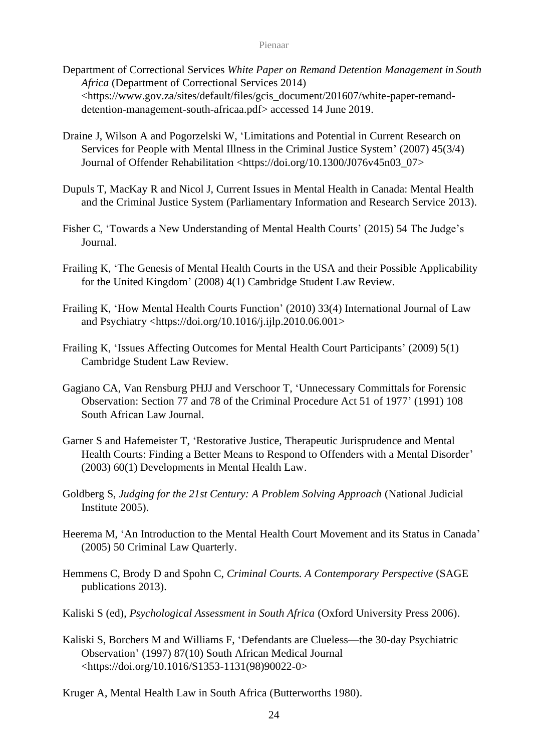Department of Correctional Services *White Paper on Remand Detention Management in South Africa* (Department of Correctional Services 2014) <https://www.gov.za/sites/default/files/gcis_document/201607/white-paper-remand-detention-management-south-africaa.pdf> accessed 14 June 2019.

Draine J, Wilson A and Pogorzelski W, 'Limitations and Potential in Current Research on Services for People with Mental Illness in the Criminal Justice System' (2007) 45(3/4) Journal of Offender Rehabilitation <https://doi.org/10.1300/J076v45n03_07>

Dupuls T, MacKay R and Nicol J, Current Issues in Mental Health in Canada: Mental Health and the Criminal Justice System (Parliamentary Information and Research Service 2013).

Fisher C, 'Towards a New Understanding of Mental Health Courts' (2015) 54 The Judge's Journal.

Frailing K, 'The Genesis of Mental Health Courts in the USA and their Possible Applicability for the United Kingdom' (2008) 4(1) Cambridge Student Law Review.

Frailing K, 'How Mental Health Courts Function' (2010) 33(4) International Journal of Law and Psychiatry <https://doi.org/10.1016/j.ijlp.2010.06.001>

Frailing K, 'Issues Affecting Outcomes for Mental Health Court Participants' (2009) 5(1) Cambridge Student Law Review.

Gagiano CA, Van Rensburg PHJJ and Verschoor T, 'Unnecessary Committals for Forensic Observation: Section 77 and 78 of the Criminal Procedure Act 51 of 1977' (1991) 108 South African Law Journal.

Garner S and Hafemeister T, 'Restorative Justice, Therapeutic Jurisprudence and Mental Health Courts: Finding a Better Means to Respond to Offenders with a Mental Disorder' (2003) 60(1) Developments in Mental Health Law.

Goldberg S, *Judging for the 21st Century: A Problem Solving Approach* (National Judicial Institute 2005).

Heerema M, 'An Introduction to the Mental Health Court Movement and its Status in Canada' (2005) 50 Criminal Law Quarterly.

Hemmens C, Brody D and Spohn C, *Criminal Courts. A Contemporary Perspective* (SAGE publications 2013).

Kaliski S (ed), *Psychological Assessment in South Africa* (Oxford University Press 2006).

Kaliski S, Borchers M and Williams F, 'Defendants are Clueless—the 30-day Psychiatric Observation' (1997) 87(10) South African Medical Journal <https://doi.org/10.1016/S1353-1131(98)90022-0>

Kruger A, Mental Health Law in South Africa (Butterworths 1980).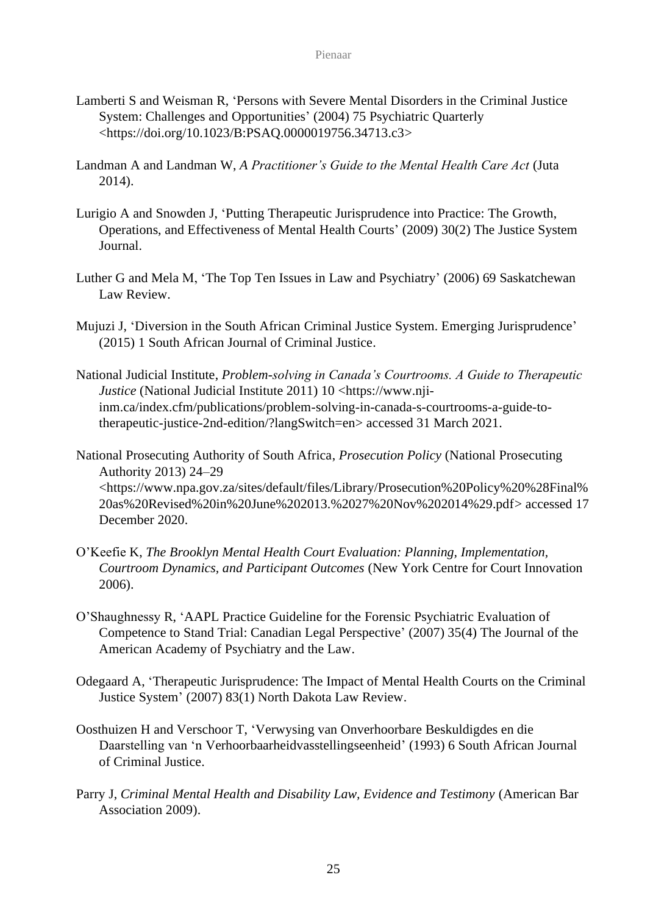Lamberti S and Weisman R, 'Persons with Severe Mental Disorders in the Criminal Justice System: Challenges and Opportunities' (2004) 75 Psychiatric Quarterly <https://doi.org/10.1023/B:PSAQ.0000019756.34713.c3>

Landman A and Landman W, *A Practitioner's Guide to the Mental Health Care Act* (Juta 2014).

Lurigio A and Snowden J, 'Putting Therapeutic Jurisprudence into Practice: The Growth, Operations, and Effectiveness of Mental Health Courts' (2009) 30(2) The Justice System Journal.

Luther G and Mela M, 'The Top Ten Issues in Law and Psychiatry' (2006) 69 Saskatchewan Law Review.

Mujuzi J, 'Diversion in the South African Criminal Justice System. Emerging Jurisprudence' (2015) 1 South African Journal of Criminal Justice.

National Judicial Institute, *Problem-solving in Canada's Courtrooms. A Guide to Therapeutic Justice* (National Judicial Institute 2011) 10 <https://www.nji-inm.ca/index.cfm/publications/problem-solving-in-canada-s-courtrooms-a-guide-to-therapeutic-justice-2nd-edition/?langSwitch=en> accessed 31 March 2021.

National Prosecuting Authority of South Africa, *Prosecution Policy* (National Prosecuting Authority 2013) 24–29 <https://www.npa.gov.za/sites/default/files/Library/Prosecution%20Policy%20%28Final%20as%20Revised%20in%20June%202013.%2027%20Nov%202014%29.pdf> accessed 17 December 2020.

O'Keefie K, *The Brooklyn Mental Health Court Evaluation: Planning, Implementation, Courtroom Dynamics, and Participant Outcomes* (New York Centre for Court Innovation 2006).

O'Shaughnessy R, 'AAPL Practice Guideline for the Forensic Psychiatric Evaluation of Competence to Stand Trial: Canadian Legal Perspective' (2007) 35(4) The Journal of the American Academy of Psychiatry and the Law.

Odegaard A, 'Therapeutic Jurisprudence: The Impact of Mental Health Courts on the Criminal Justice System' (2007) 83(1) North Dakota Law Review.

Oosthuizen H and Verschoor T, 'Verwysing van Onverhoorbare Beskuldigdes en die Daarstelling van 'n Verhoorbaarheidvasstellingseenheid' (1993) 6 South African Journal of Criminal Justice.

Parry J, *Criminal Mental Health and Disability Law, Evidence and Testimony* (American Bar Association 2009).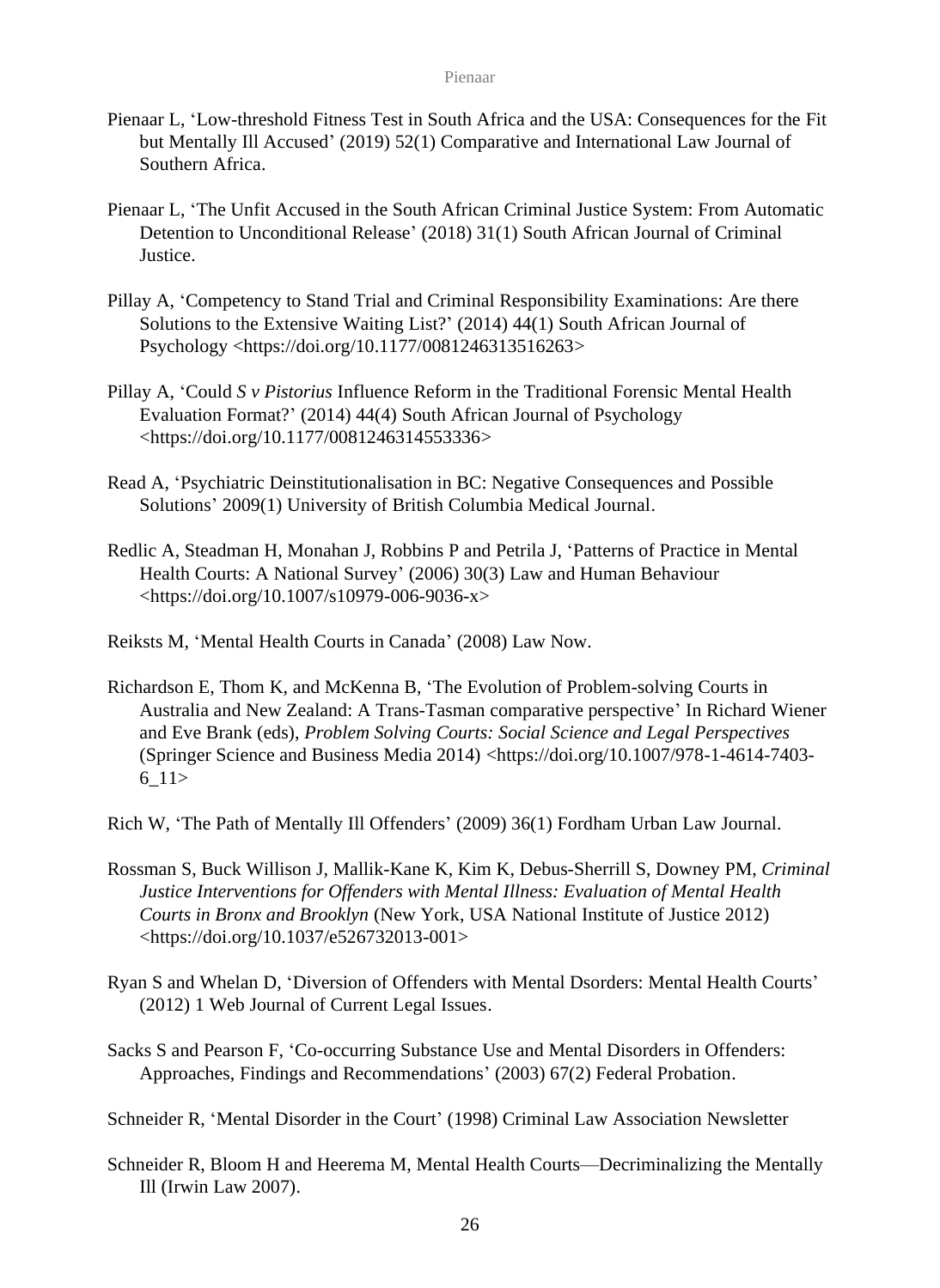Pienaar L, 'Low-threshold Fitness Test in South Africa and the USA: Consequences for the Fit but Mentally Ill Accused' (2019) 52(1) Comparative and International Law Journal of Southern Africa.

Pienaar L, 'The Unfit Accused in the South African Criminal Justice System: From Automatic Detention to Unconditional Release' (2018) 31(1) South African Journal of Criminal Justice.

Pillay A, 'Competency to Stand Trial and Criminal Responsibility Examinations: Are there Solutions to the Extensive Waiting List?' (2014) 44(1) South African Journal of Psychology <https://doi.org/10.1177/0081246313516263>

Pillay A, 'Could *S v Pistorius* Influence Reform in the Traditional Forensic Mental Health Evaluation Format?' (2014) 44(4) South African Journal of Psychology <https://doi.org/10.1177/0081246314553336>

Read A, 'Psychiatric Deinstitutionalisation in BC: Negative Consequences and Possible Solutions' 2009(1) University of British Columbia Medical Journal.

Redlic A, Steadman H, Monahan J, Robbins P and Petrila J, 'Patterns of Practice in Mental Health Courts: A National Survey' (2006) 30(3) Law and Human Behaviour <https://doi.org/10.1007/s10979-006-9036-x>

Reiksts M, 'Mental Health Courts in Canada' (2008) Law Now.

Richardson E, Thom K, and McKenna B, 'The Evolution of Problem-solving Courts in Australia and New Zealand: A Trans-Tasman comparative perspective' In Richard Wiener and Eve Brank (eds), *Problem Solving Courts: Social Science and Legal Perspectives* (Springer Science and Business Media 2014) <https://doi.org/10.1007/978-1-4614-7403-6_11>

Rich W, 'The Path of Mentally Ill Offenders' (2009) 36(1) Fordham Urban Law Journal.

Rossman S, Buck Willison J, Mallik-Kane K, Kim K, Debus-Sherrill S, Downey PM, *Criminal Justice Interventions for Offenders with Mental Illness: Evaluation of Mental Health Courts in Bronx and Brooklyn* (New York, USA National Institute of Justice 2012) <https://doi.org/10.1037/e526732013-001>

Ryan S and Whelan D, 'Diversion of Offenders with Mental Dsorders: Mental Health Courts' (2012) 1 Web Journal of Current Legal Issues.

Sacks S and Pearson F, 'Co-occurring Substance Use and Mental Disorders in Offenders: Approaches, Findings and Recommendations' (2003) 67(2) Federal Probation.

Schneider R, 'Mental Disorder in the Court' (1998) Criminal Law Association Newsletter

Schneider R, Bloom H and Heerema M, Mental Health Courts—Decriminalizing the Mentally Ill (Irwin Law 2007).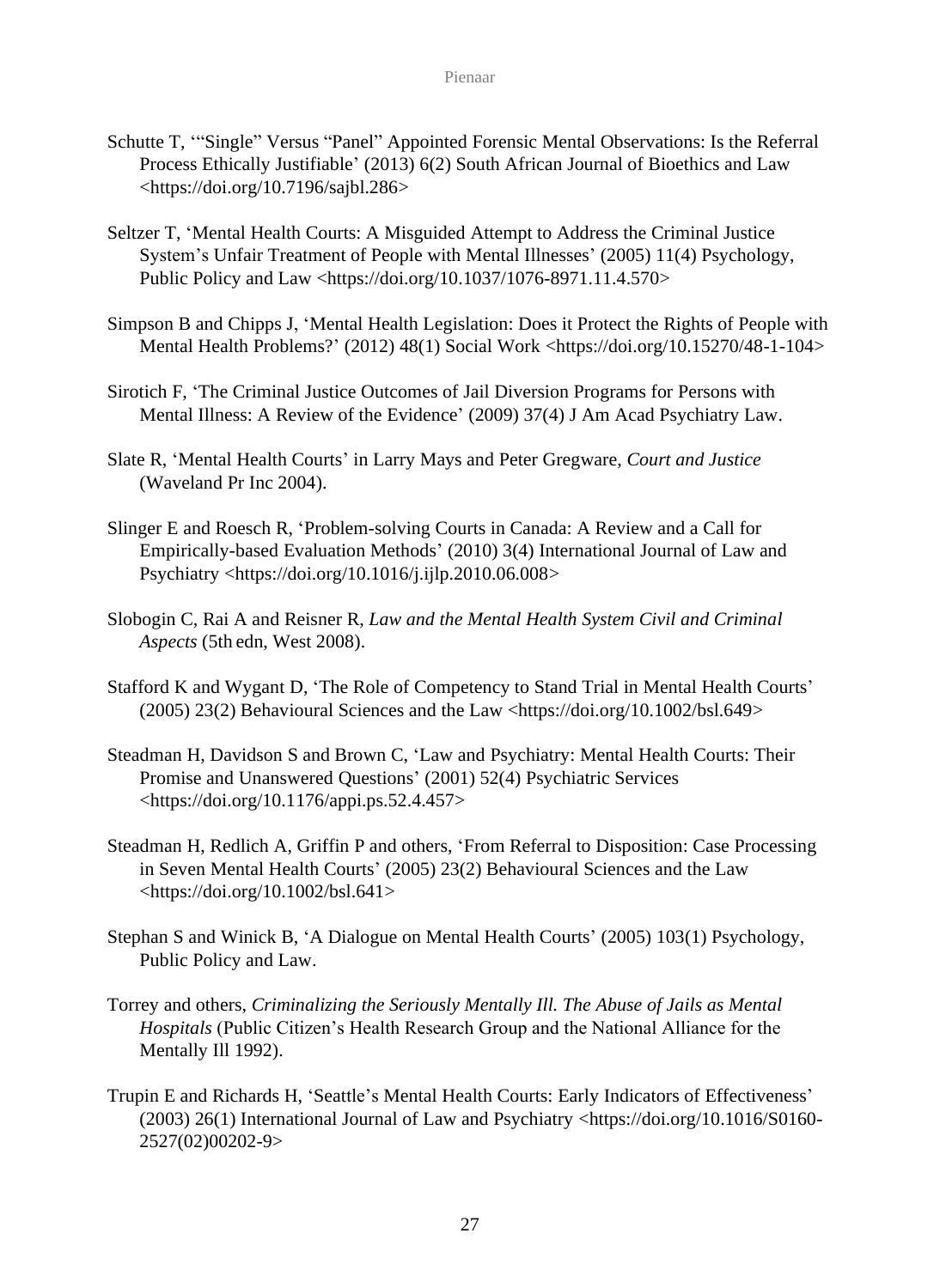Schutte T, '"Single" Versus "Panel" Appointed Forensic Mental Observations: Is the Referral Process Ethically Justifiable' (2013) 6(2) South African Journal of Bioethics and Law <https://doi.org/10.7196/sajbl.286>

Seltzer T, 'Mental Health Courts: A Misguided Attempt to Address the Criminal Justice System's Unfair Treatment of People with Mental Illnesses' (2005) 11(4) Psychology, Public Policy and Law <https://doi.org/10.1037/1076-8971.11.4.570>

Simpson B and Chipps J, 'Mental Health Legislation: Does it Protect the Rights of People with Mental Health Problems?' (2012) 48(1) Social Work <https://doi.org/10.15270/48-1-104>

Sirotich F, 'The Criminal Justice Outcomes of Jail Diversion Programs for Persons with Mental Illness: A Review of the Evidence' (2009) 37(4) J Am Acad Psychiatry Law.

Slate R, 'Mental Health Courts' in Larry Mays and Peter Gregware, *Court and Justice* (Waveland Pr Inc 2004).

Slinger E and Roesch R, 'Problem-solving Courts in Canada: A Review and a Call for Empirically-based Evaluation Methods' (2010) 3(4) International Journal of Law and Psychiatry <https://doi.org/10.1016/j.ijlp.2010.06.008>

Slobogin C, Rai A and Reisner R, *Law and the Mental Health System Civil and Criminal Aspects* (5th edn, West 2008).

Stafford K and Wygant D, 'The Role of Competency to Stand Trial in Mental Health Courts' (2005) 23(2) Behavioural Sciences and the Law <https://doi.org/10.1002/bsl.649>

Steadman H, Davidson S and Brown C, 'Law and Psychiatry: Mental Health Courts: Their Promise and Unanswered Questions' (2001) 52(4) Psychiatric Services <https://doi.org/10.1176/appi.ps.52.4.457>

Steadman H, Redlich A, Griffin P and others, 'From Referral to Disposition: Case Processing in Seven Mental Health Courts' (2005) 23(2) Behavioural Sciences and the Law <https://doi.org/10.1002/bsl.641>

Stephan S and Winick B, 'A Dialogue on Mental Health Courts' (2005) 103(1) Psychology, Public Policy and Law.

Torrey and others, *Criminalizing the Seriously Mentally Ill. The Abuse of Jails as Mental Hospitals* (Public Citizen's Health Research Group and the National Alliance for the Mentally Ill 1992).

Trupin E and Richards H, 'Seattle's Mental Health Courts: Early Indicators of Effectiveness' (2003) 26(1) International Journal of Law and Psychiatry <https://doi.org/10.1016/S0160-2527(02)00202-9>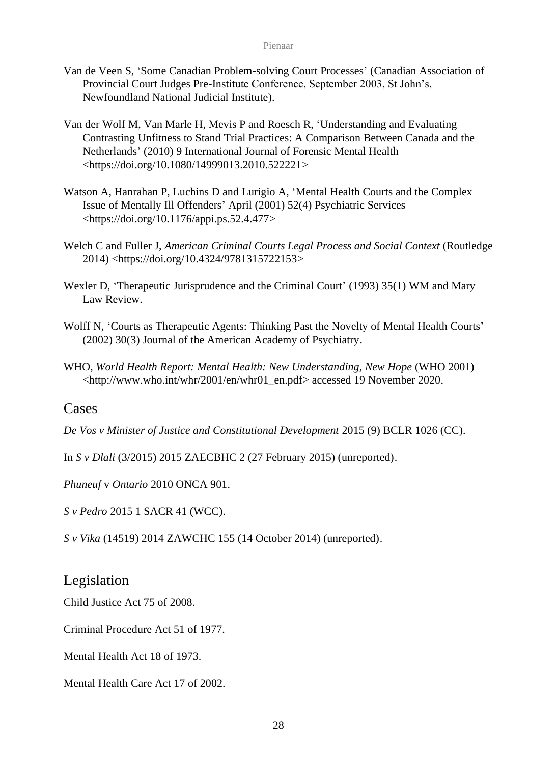Van de Veen S, 'Some Canadian Problem-solving Court Processes' (Canadian Association of Provincial Court Judges Pre-Institute Conference, September 2003, St John's, Newfoundland National Judicial Institute).

Van der Wolf M, Van Marle H, Mevis P and Roesch R, 'Understanding and Evaluating Contrasting Unfitness to Stand Trial Practices: A Comparison Between Canada and the Netherlands' (2010) 9 International Journal of Forensic Mental Health <https://doi.org/10.1080/14999013.2010.522221>

Watson A, Hanrahan P, Luchins D and Lurigio A, 'Mental Health Courts and the Complex Issue of Mentally Ill Offenders' April (2001) 52(4) Psychiatric Services <https://doi.org/10.1176/appi.ps.52.4.477>

Welch C and Fuller J, *American Criminal Courts Legal Process and Social Context* (Routledge 2014) <https://doi.org/10.4324/9781315722153>

Wexler D, 'Therapeutic Jurisprudence and the Criminal Court' (1993) 35(1) WM and Mary Law Review.

Wolff N, 'Courts as Therapeutic Agents: Thinking Past the Novelty of Mental Health Courts' (2002) 30(3) Journal of the American Academy of Psychiatry.

WHO, *World Health Report: Mental Health: New Understanding, New Hope* (WHO 2001) <http://www.who.int/whr/2001/en/whr01_en.pdf> accessed 19 November 2020.

## Cases

*De Vos v Minister of Justice and Constitutional Development* 2015 (9) BCLR 1026 (CC).

In *S v Dlali* (3/2015) 2015 ZAECBHC 2 (27 February 2015) (unreported).

*Phuneuf* v *Ontario* 2010 ONCA 901.

*S v Pedro* 2015 1 SACR 41 (WCC).

*S v Vika* (14519) 2014 ZAWCHC 155 (14 October 2014) (unreported).

## Legislation

Child Justice Act 75 of 2008.

Criminal Procedure Act 51 of 1977.

Mental Health Act 18 of 1973.

Mental Health Care Act 17 of 2002.